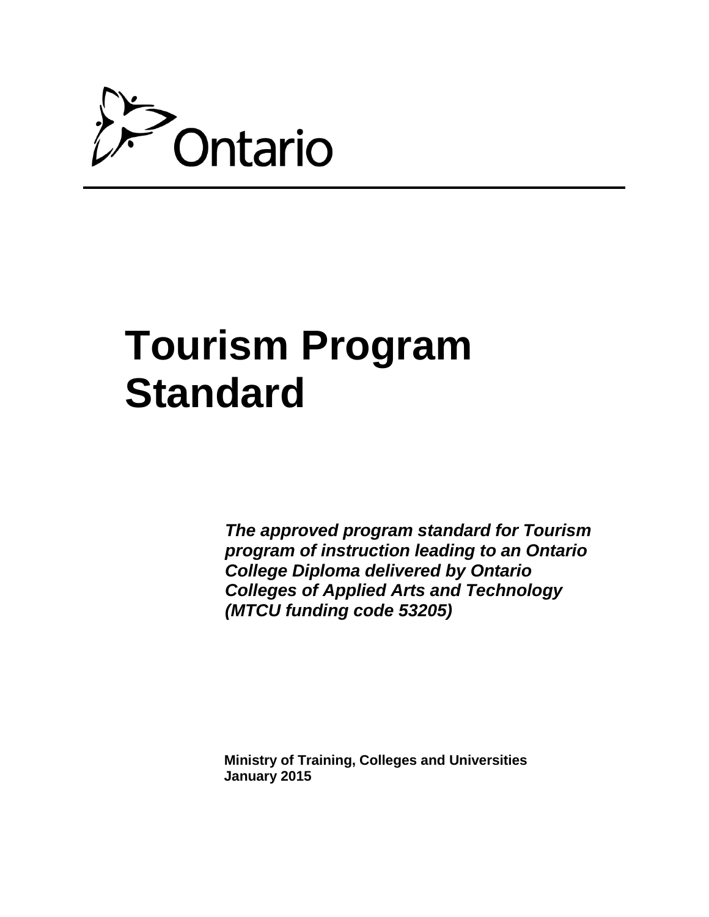Ontario

# Tourism Program Standard

***The approved program standard for Tourism program of instruction leading to an Ontario College Diploma delivered by Ontario Colleges of Applied Arts and Technology (MTCU funding code 53205)***

**Ministry of Training, Colleges and Universities**
**January 2015**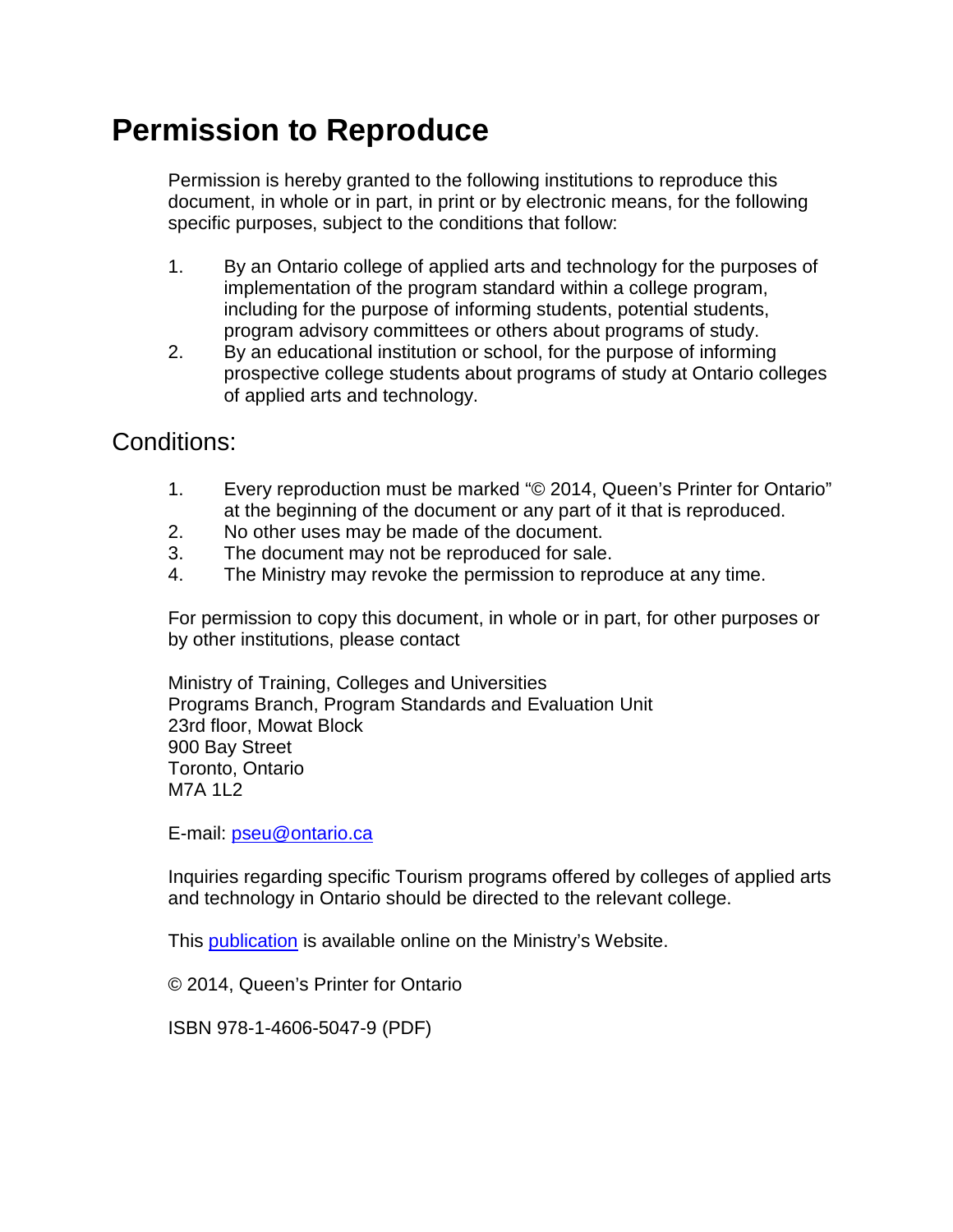# Permission to Reproduce

Permission is hereby granted to the following institutions to reproduce this document, in whole or in part, in print or by electronic means, for the following specific purposes, subject to the conditions that follow:

1. By an Ontario college of applied arts and technology for the purposes of implementation of the program standard within a college program, including for the purpose of informing students, potential students, program advisory committees or others about programs of study.
2. By an educational institution or school, for the purpose of informing prospective college students about programs of study at Ontario colleges of applied arts and technology.

## Conditions:

1. Every reproduction must be marked "© 2014, Queen's Printer for Ontario" at the beginning of the document or any part of it that is reproduced.
2. No other uses may be made of the document.
3. The document may not be reproduced for sale.
4. The Ministry may revoke the permission to reproduce at any time.

For permission to copy this document, in whole or in part, for other purposes or by other institutions, please contact

Ministry of Training, Colleges and Universities
Programs Branch, Program Standards and Evaluation Unit
23rd floor, Mowat Block
900 Bay Street
Toronto, Ontario
M7A 1L2

E-mail: pseu@ontario.ca

Inquiries regarding specific Tourism programs offered by colleges of applied arts and technology in Ontario should be directed to the relevant college.

This publication is available online on the Ministry's Website.

© 2014, Queen's Printer for Ontario

ISBN 978-1-4606-5047-9 (PDF)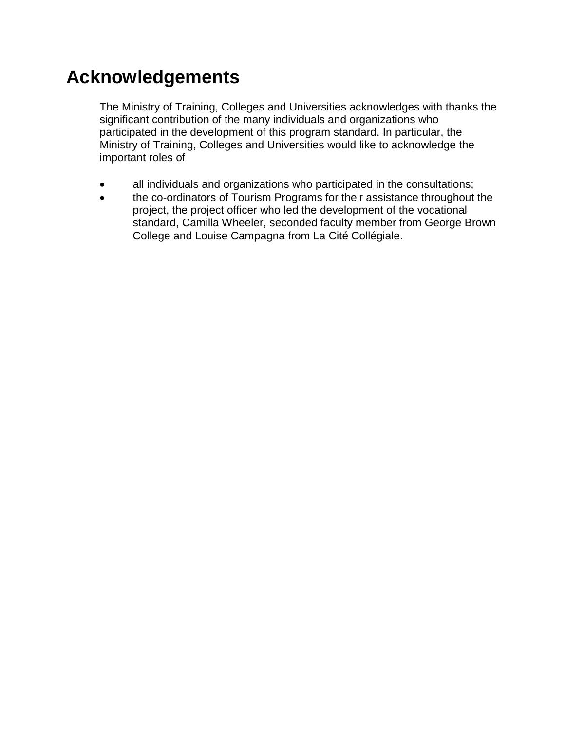# Acknowledgements

The Ministry of Training, Colleges and Universities acknowledges with thanks the significant contribution of the many individuals and organizations who participated in the development of this program standard. In particular, the Ministry of Training, Colleges and Universities would like to acknowledge the important roles of

- all individuals and organizations who participated in the consultations;
- the co-ordinators of Tourism Programs for their assistance throughout the project, the project officer who led the development of the vocational standard, Camilla Wheeler, seconded faculty member from George Brown College and Louise Campagna from La Cité Collégiale.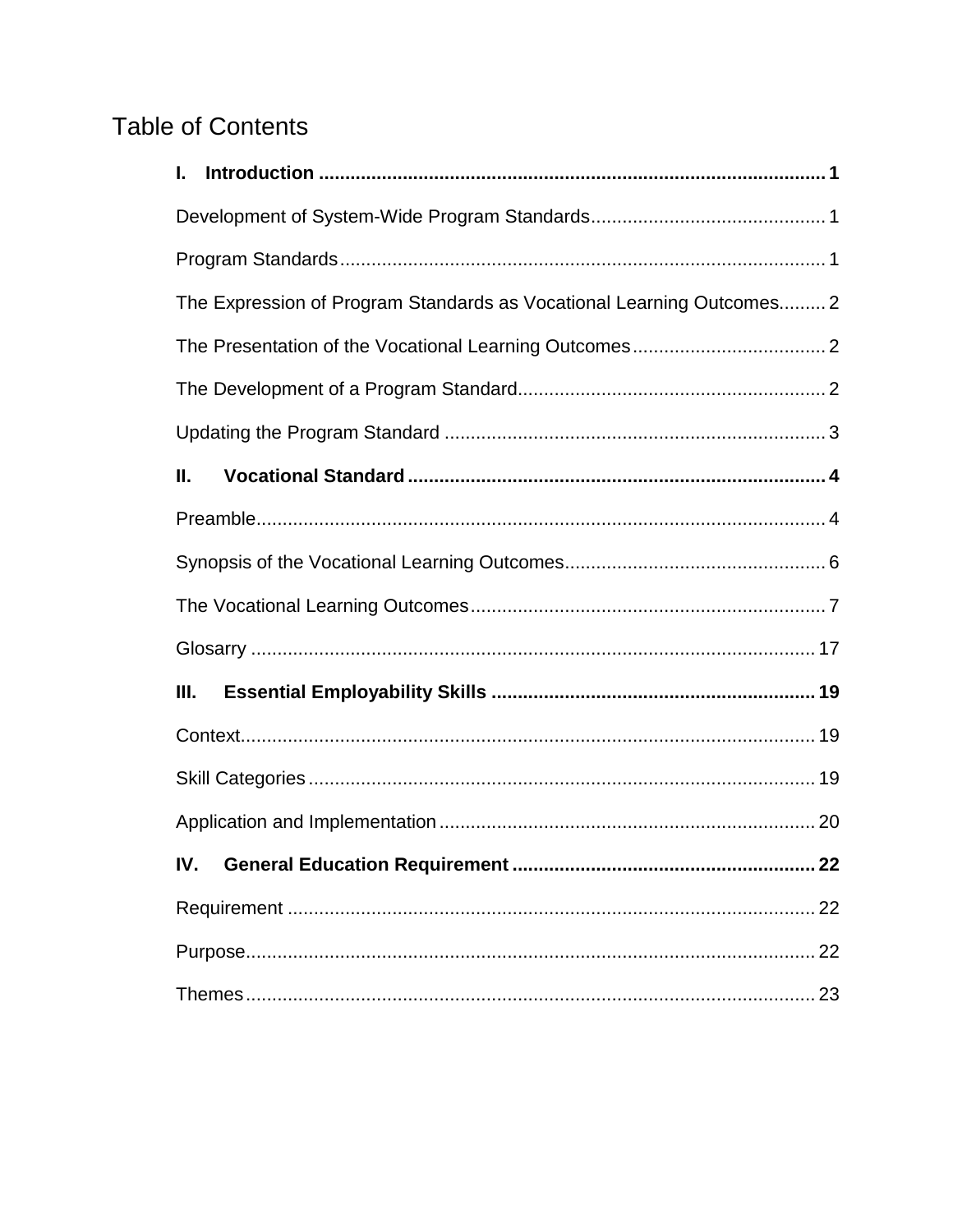# Table of Contents

**I. Introduction** .......... **1**

Development of System-Wide Program Standards .......... 1

Program Standards .......... 1

The Expression of Program Standards as Vocational Learning Outcomes .......... 2

The Presentation of the Vocational Learning Outcomes .......... 2

The Development of a Program Standard .......... 2

Updating the Program Standard .......... 3

**II. Vocational Standard** .......... **4**

Preamble .......... 4

Synopsis of the Vocational Learning Outcomes .......... 6

The Vocational Learning Outcomes .......... 7

Glosarry .......... 17

**III. Essential Employability Skills** .......... **19**

Context .......... 19

Skill Categories .......... 19

Application and Implementation .......... 20

**IV. General Education Requirement** .......... **22**

Requirement .......... 22

Purpose .......... 22

Themes .......... 23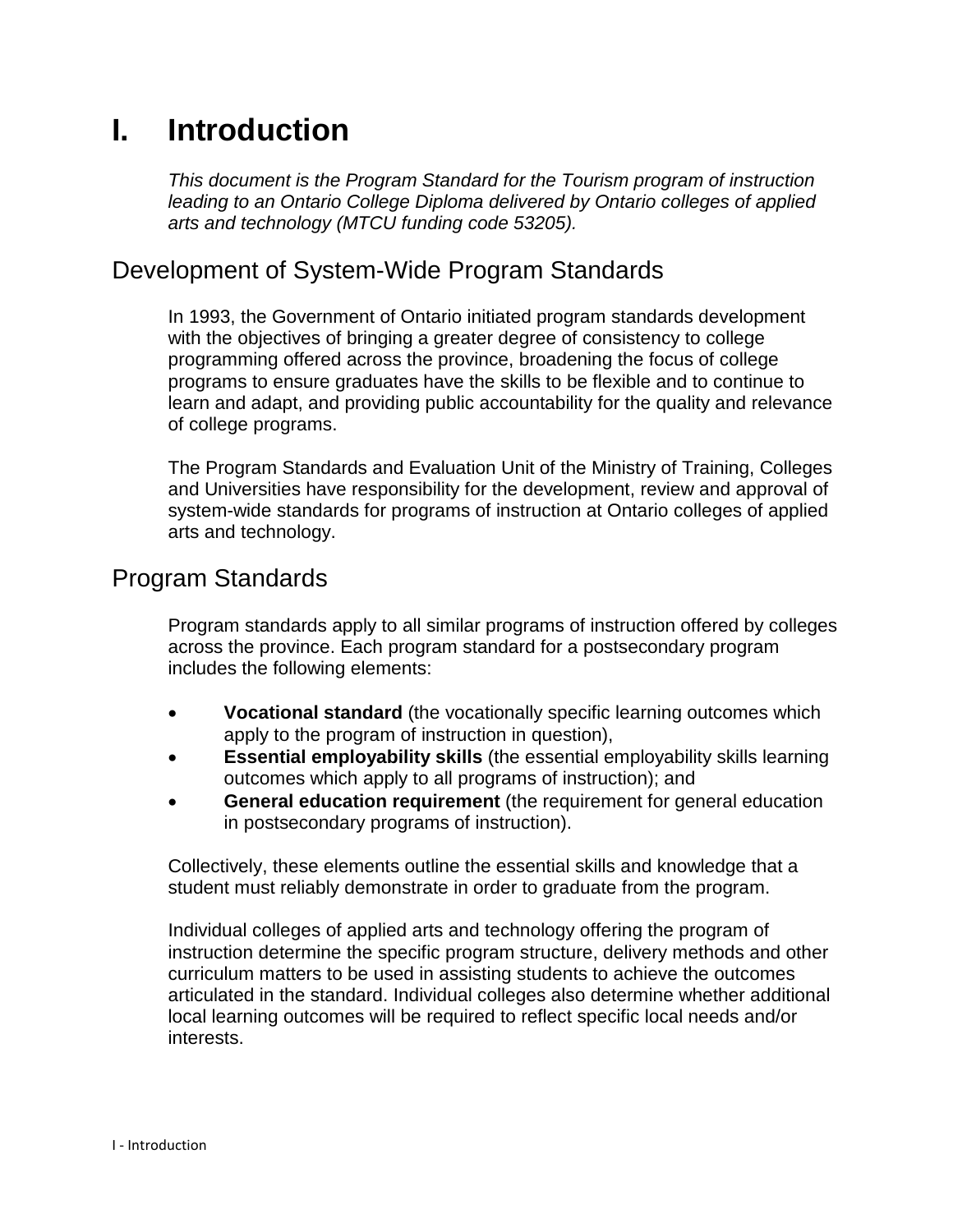# I. Introduction

*This document is the Program Standard for the Tourism program of instruction leading to an Ontario College Diploma delivered by Ontario colleges of applied arts and technology (MTCU funding code 53205).*

## Development of System-Wide Program Standards

In 1993, the Government of Ontario initiated program standards development with the objectives of bringing a greater degree of consistency to college programming offered across the province, broadening the focus of college programs to ensure graduates have the skills to be flexible and to continue to learn and adapt, and providing public accountability for the quality and relevance of college programs.

The Program Standards and Evaluation Unit of the Ministry of Training, Colleges and Universities have responsibility for the development, review and approval of system-wide standards for programs of instruction at Ontario colleges of applied arts and technology.

## Program Standards

Program standards apply to all similar programs of instruction offered by colleges across the province. Each program standard for a postsecondary program includes the following elements:

- **Vocational standard** (the vocationally specific learning outcomes which apply to the program of instruction in question),
- **Essential employability skills** (the essential employability skills learning outcomes which apply to all programs of instruction); and
- **General education requirement** (the requirement for general education in postsecondary programs of instruction).

Collectively, these elements outline the essential skills and knowledge that a student must reliably demonstrate in order to graduate from the program.

Individual colleges of applied arts and technology offering the program of instruction determine the specific program structure, delivery methods and other curriculum matters to be used in assisting students to achieve the outcomes articulated in the standard. Individual colleges also determine whether additional local learning outcomes will be required to reflect specific local needs and/or interests.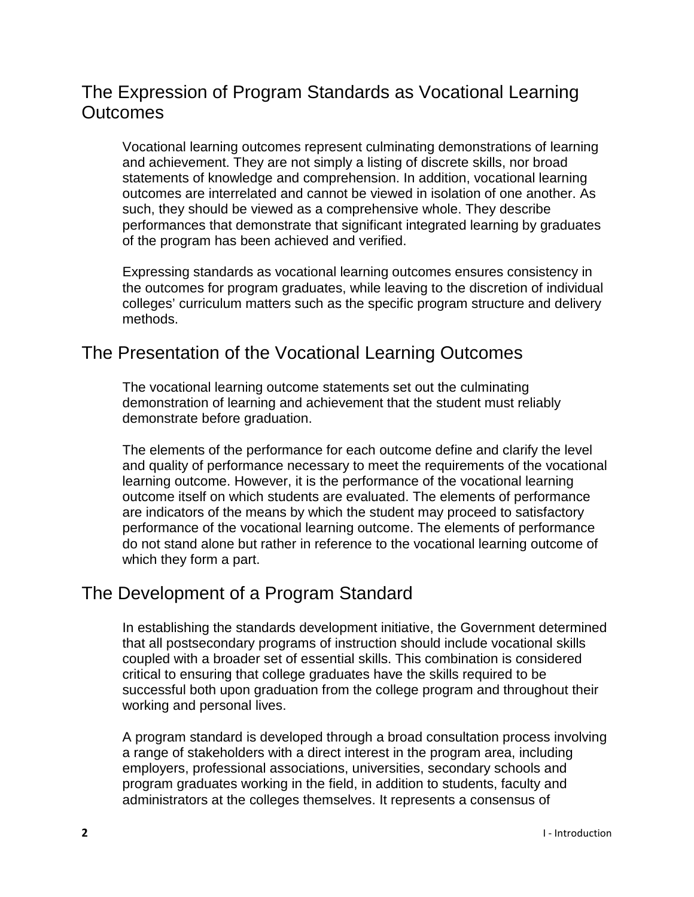## The Expression of Program Standards as Vocational Learning Outcomes

Vocational learning outcomes represent culminating demonstrations of learning and achievement. They are not simply a listing of discrete skills, nor broad statements of knowledge and comprehension. In addition, vocational learning outcomes are interrelated and cannot be viewed in isolation of one another. As such, they should be viewed as a comprehensive whole. They describe performances that demonstrate that significant integrated learning by graduates of the program has been achieved and verified.

Expressing standards as vocational learning outcomes ensures consistency in the outcomes for program graduates, while leaving to the discretion of individual colleges' curriculum matters such as the specific program structure and delivery methods.

## The Presentation of the Vocational Learning Outcomes

The vocational learning outcome statements set out the culminating demonstration of learning and achievement that the student must reliably demonstrate before graduation.

The elements of the performance for each outcome define and clarify the level and quality of performance necessary to meet the requirements of the vocational learning outcome. However, it is the performance of the vocational learning outcome itself on which students are evaluated. The elements of performance are indicators of the means by which the student may proceed to satisfactory performance of the vocational learning outcome. The elements of performance do not stand alone but rather in reference to the vocational learning outcome of which they form a part.

## The Development of a Program Standard

In establishing the standards development initiative, the Government determined that all postsecondary programs of instruction should include vocational skills coupled with a broader set of essential skills. This combination is considered critical to ensuring that college graduates have the skills required to be successful both upon graduation from the college program and throughout their working and personal lives.

A program standard is developed through a broad consultation process involving a range of stakeholders with a direct interest in the program area, including employers, professional associations, universities, secondary schools and program graduates working in the field, in addition to students, faculty and administrators at the colleges themselves. It represents a consensus of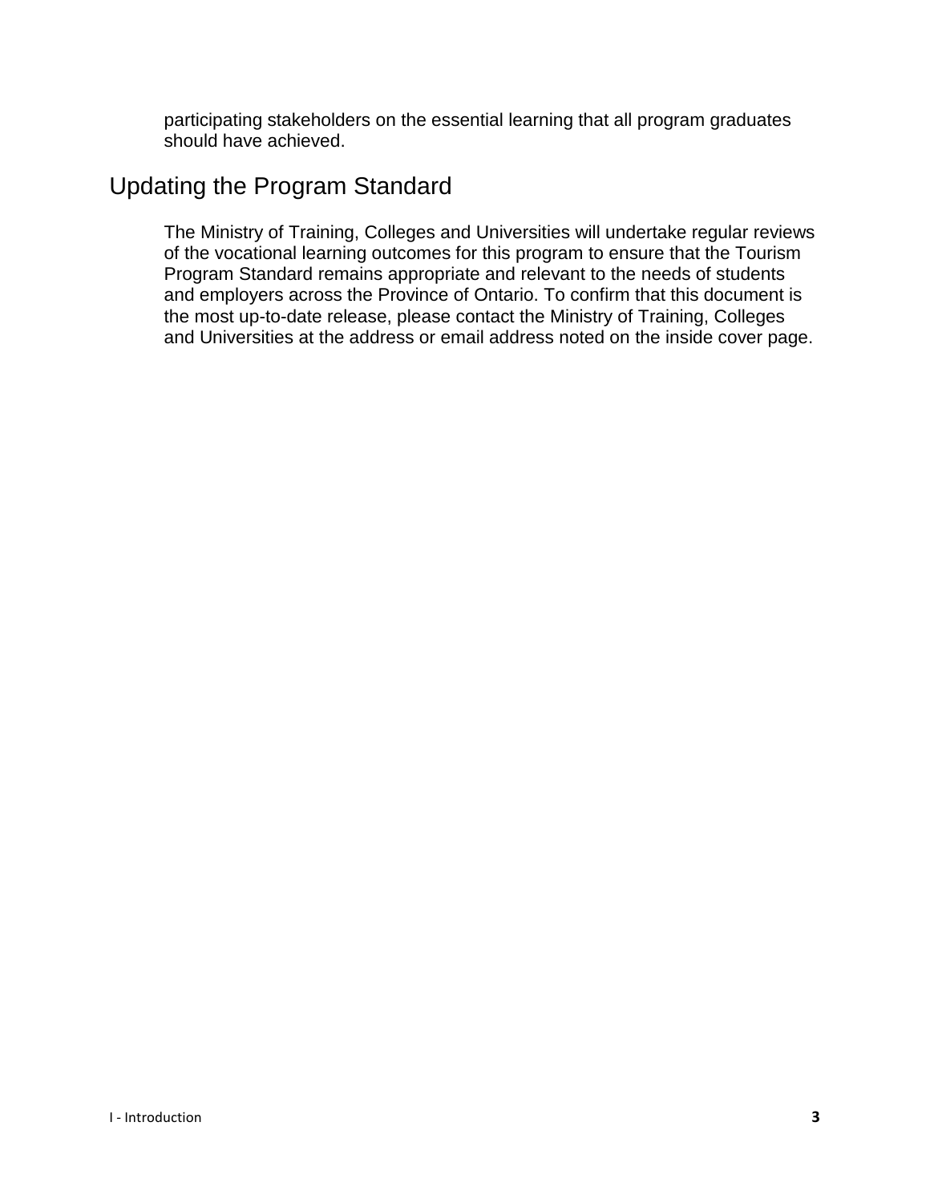participating stakeholders on the essential learning that all program graduates should have achieved.

## Updating the Program Standard

The Ministry of Training, Colleges and Universities will undertake regular reviews of the vocational learning outcomes for this program to ensure that the Tourism Program Standard remains appropriate and relevant to the needs of students and employers across the Province of Ontario. To confirm that this document is the most up-to-date release, please contact the Ministry of Training, Colleges and Universities at the address or email address noted on the inside cover page.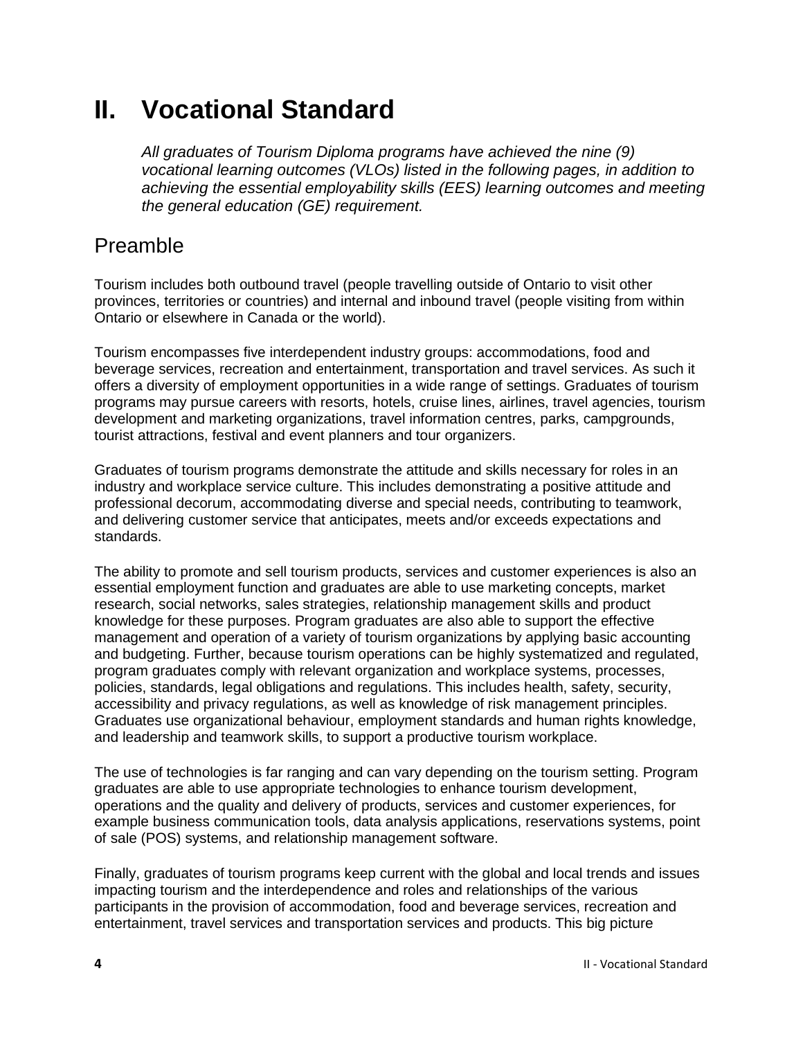# II. Vocational Standard

*All graduates of Tourism Diploma programs have achieved the nine (9) vocational learning outcomes (VLOs) listed in the following pages, in addition to achieving the essential employability skills (EES) learning outcomes and meeting the general education (GE) requirement.*

## Preamble

Tourism includes both outbound travel (people travelling outside of Ontario to visit other provinces, territories or countries) and internal and inbound travel (people visiting from within Ontario or elsewhere in Canada or the world).

Tourism encompasses five interdependent industry groups: accommodations, food and beverage services, recreation and entertainment, transportation and travel services. As such it offers a diversity of employment opportunities in a wide range of settings. Graduates of tourism programs may pursue careers with resorts, hotels, cruise lines, airlines, travel agencies, tourism development and marketing organizations, travel information centres, parks, campgrounds, tourist attractions, festival and event planners and tour organizers.

Graduates of tourism programs demonstrate the attitude and skills necessary for roles in an industry and workplace service culture. This includes demonstrating a positive attitude and professional decorum, accommodating diverse and special needs, contributing to teamwork, and delivering customer service that anticipates, meets and/or exceeds expectations and standards.

The ability to promote and sell tourism products, services and customer experiences is also an essential employment function and graduates are able to use marketing concepts, market research, social networks, sales strategies, relationship management skills and product knowledge for these purposes. Program graduates are also able to support the effective management and operation of a variety of tourism organizations by applying basic accounting and budgeting. Further, because tourism operations can be highly systematized and regulated, program graduates comply with relevant organization and workplace systems, processes, policies, standards, legal obligations and regulations. This includes health, safety, security, accessibility and privacy regulations, as well as knowledge of risk management principles. Graduates use organizational behaviour, employment standards and human rights knowledge, and leadership and teamwork skills, to support a productive tourism workplace.

The use of technologies is far ranging and can vary depending on the tourism setting. Program graduates are able to use appropriate technologies to enhance tourism development, operations and the quality and delivery of products, services and customer experiences, for example business communication tools, data analysis applications, reservations systems, point of sale (POS) systems, and relationship management software.

Finally, graduates of tourism programs keep current with the global and local trends and issues impacting tourism and the interdependence and roles and relationships of the various participants in the provision of accommodation, food and beverage services, recreation and entertainment, travel services and transportation services and products. This big picture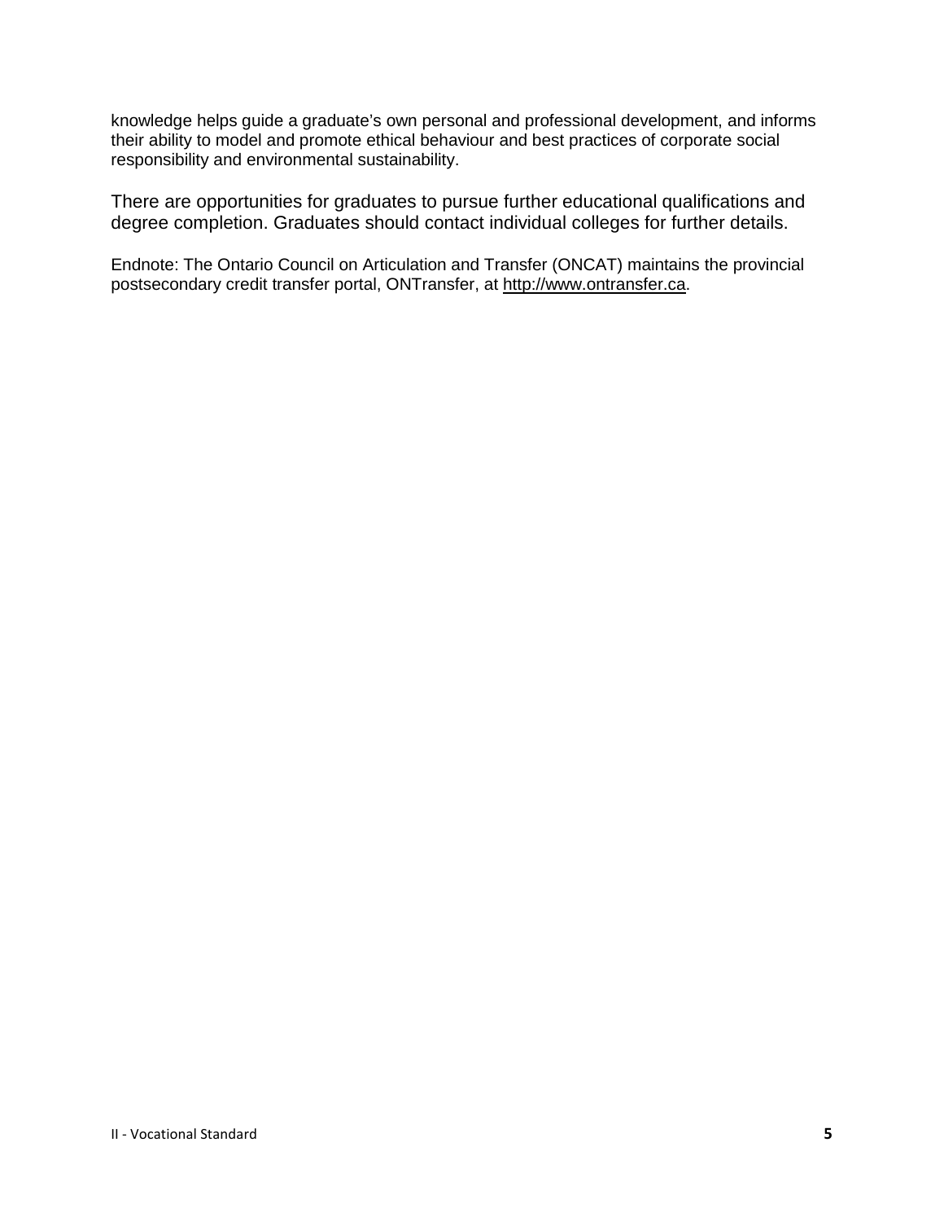knowledge helps guide a graduate's own personal and professional development, and informs their ability to model and promote ethical behaviour and best practices of corporate social responsibility and environmental sustainability.

There are opportunities for graduates to pursue further educational qualifications and degree completion. Graduates should contact individual colleges for further details.

Endnote: The Ontario Council on Articulation and Transfer (ONCAT) maintains the provincial postsecondary credit transfer portal, ONTransfer, at http://www.ontransfer.ca.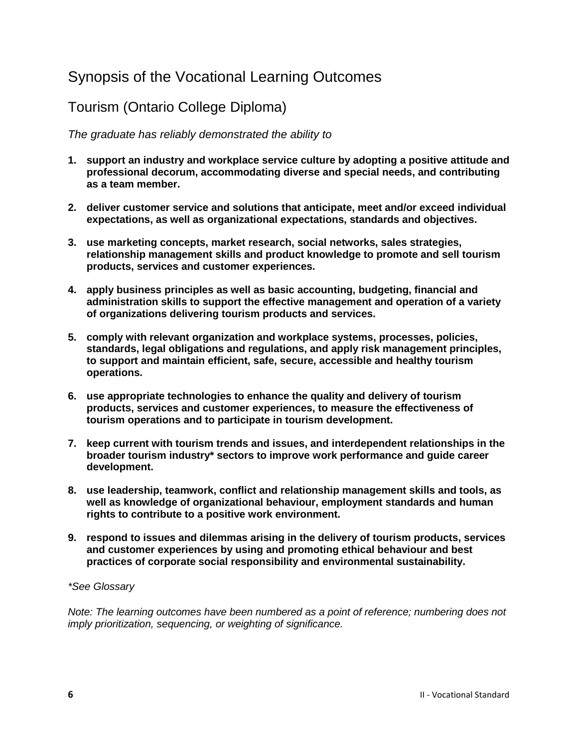# Synopsis of the Vocational Learning Outcomes

## Tourism (Ontario College Diploma)

*The graduate has reliably demonstrated the ability to*

1. **support an industry and workplace service culture by adopting a positive attitude and professional decorum, accommodating diverse and special needs, and contributing as a team member.**

2. **deliver customer service and solutions that anticipate, meet and/or exceed individual expectations, as well as organizational expectations, standards and objectives.**

3. **use marketing concepts, market research, social networks, sales strategies, relationship management skills and product knowledge to promote and sell tourism products, services and customer experiences.**

4. **apply business principles as well as basic accounting, budgeting, financial and administration skills to support the effective management and operation of a variety of organizations delivering tourism products and services.**

5. **comply with relevant organization and workplace systems, processes, policies, standards, legal obligations and regulations, and apply risk management principles, to support and maintain efficient, safe, secure, accessible and healthy tourism operations.**

6. **use appropriate technologies to enhance the quality and delivery of tourism products, services and customer experiences, to measure the effectiveness of tourism operations and to participate in tourism development.**

7. **keep current with tourism trends and issues, and interdependent relationships in the broader tourism industry* sectors to improve work performance and guide career development.**

8. **use leadership, teamwork, conflict and relationship management skills and tools, as well as knowledge of organizational behaviour, employment standards and human rights to contribute to a positive work environment.**

9. **respond to issues and dilemmas arising in the delivery of tourism products, services and customer experiences by using and promoting ethical behaviour and best practices of corporate social responsibility and environmental sustainability.**

*\*See Glossary*

*Note: The learning outcomes have been numbered as a point of reference; numbering does not imply prioritization, sequencing, or weighting of significance.*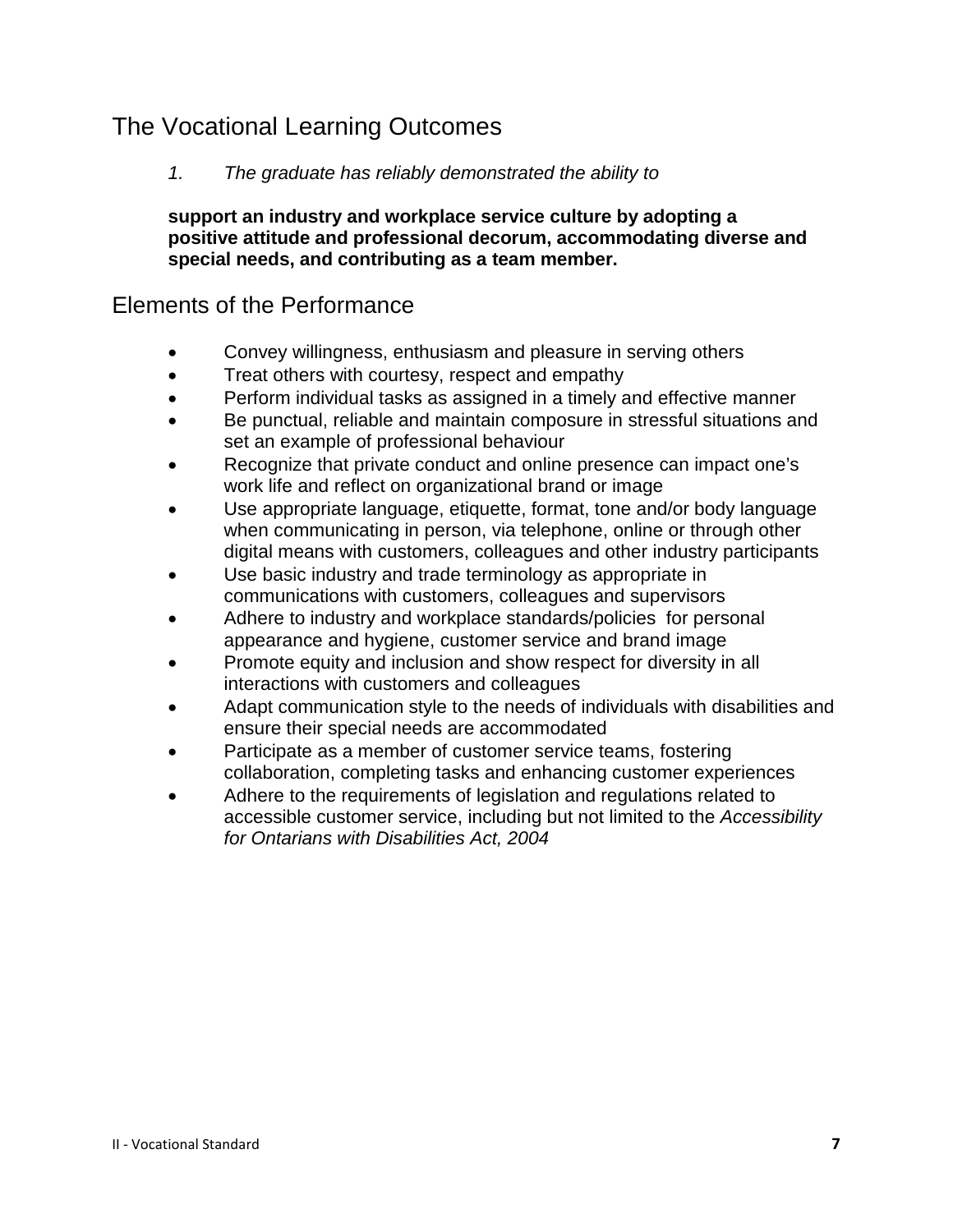## The Vocational Learning Outcomes

*1. The graduate has reliably demonstrated the ability to*

**support an industry and workplace service culture by adopting a positive attitude and professional decorum, accommodating diverse and special needs, and contributing as a team member.**

## Elements of the Performance

- Convey willingness, enthusiasm and pleasure in serving others
- Treat others with courtesy, respect and empathy
- Perform individual tasks as assigned in a timely and effective manner
- Be punctual, reliable and maintain composure in stressful situations and set an example of professional behaviour
- Recognize that private conduct and online presence can impact one's work life and reflect on organizational brand or image
- Use appropriate language, etiquette, format, tone and/or body language when communicating in person, via telephone, online or through other digital means with customers, colleagues and other industry participants
- Use basic industry and trade terminology as appropriate in communications with customers, colleagues and supervisors
- Adhere to industry and workplace standards/policies for personal appearance and hygiene, customer service and brand image
- Promote equity and inclusion and show respect for diversity in all interactions with customers and colleagues
- Adapt communication style to the needs of individuals with disabilities and ensure their special needs are accommodated
- Participate as a member of customer service teams, fostering collaboration, completing tasks and enhancing customer experiences
- Adhere to the requirements of legislation and regulations related to accessible customer service, including but not limited to the *Accessibility for Ontarians with Disabilities Act, 2004*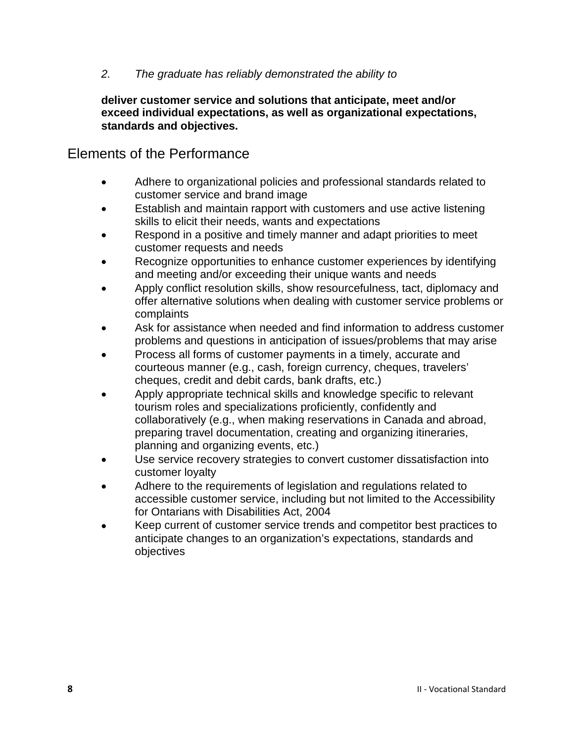*2. The graduate has reliably demonstrated the ability to*

**deliver customer service and solutions that anticipate, meet and/or exceed individual expectations, as well as organizational expectations, standards and objectives.**

## Elements of the Performance

- Adhere to organizational policies and professional standards related to customer service and brand image
- Establish and maintain rapport with customers and use active listening skills to elicit their needs, wants and expectations
- Respond in a positive and timely manner and adapt priorities to meet customer requests and needs
- Recognize opportunities to enhance customer experiences by identifying and meeting and/or exceeding their unique wants and needs
- Apply conflict resolution skills, show resourcefulness, tact, diplomacy and offer alternative solutions when dealing with customer service problems or complaints
- Ask for assistance when needed and find information to address customer problems and questions in anticipation of issues/problems that may arise
- Process all forms of customer payments in a timely, accurate and courteous manner (e.g., cash, foreign currency, cheques, travelers' cheques, credit and debit cards, bank drafts, etc.)
- Apply appropriate technical skills and knowledge specific to relevant tourism roles and specializations proficiently, confidently and collaboratively (e.g., when making reservations in Canada and abroad, preparing travel documentation, creating and organizing itineraries, planning and organizing events, etc.)
- Use service recovery strategies to convert customer dissatisfaction into customer loyalty
- Adhere to the requirements of legislation and regulations related to accessible customer service, including but not limited to the Accessibility for Ontarians with Disabilities Act, 2004
- Keep current of customer service trends and competitor best practices to anticipate changes to an organization's expectations, standards and objectives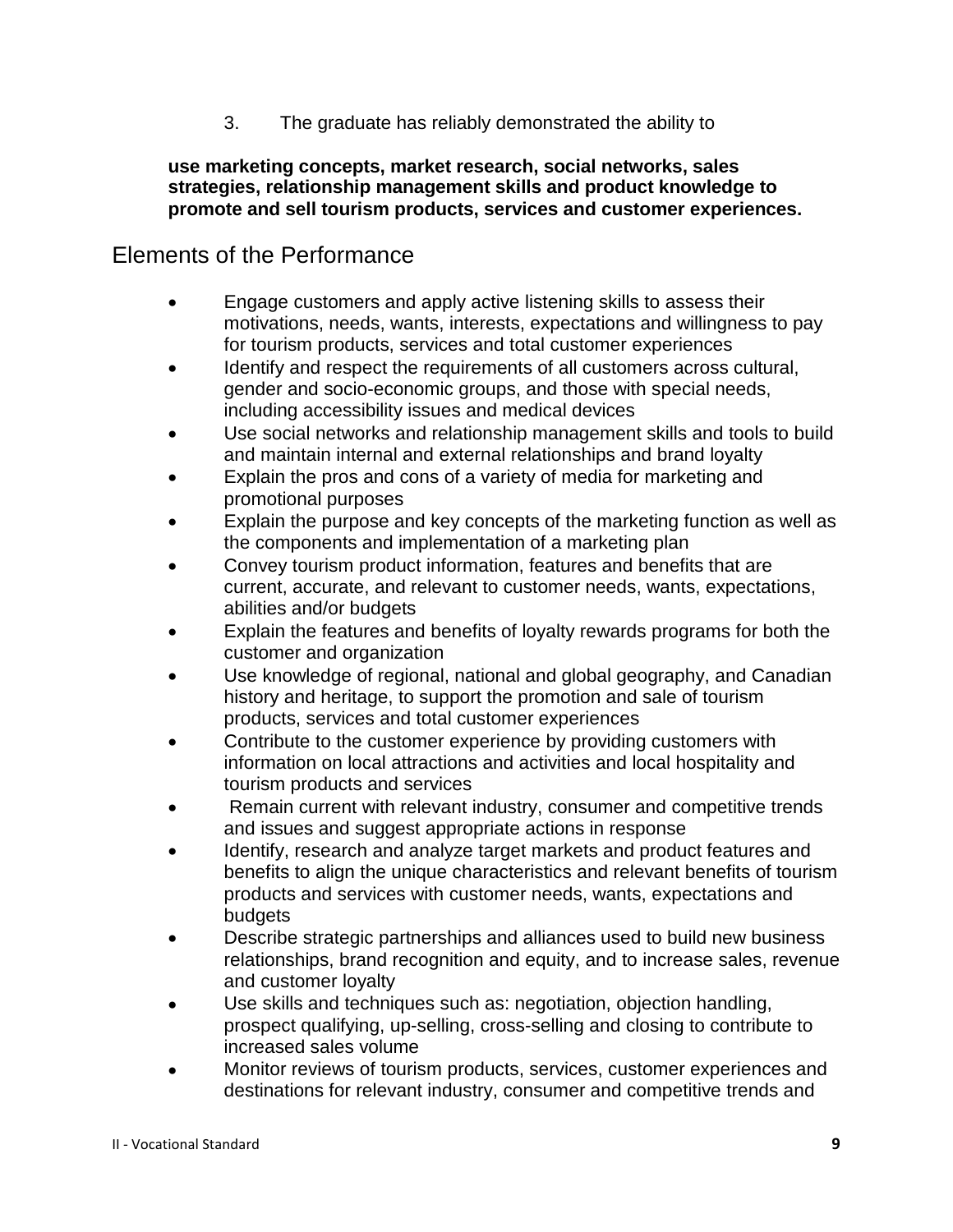3. The graduate has reliably demonstrated the ability to

**use marketing concepts, market research, social networks, sales strategies, relationship management skills and product knowledge to promote and sell tourism products, services and customer experiences.**

## Elements of the Performance

- Engage customers and apply active listening skills to assess their motivations, needs, wants, interests, expectations and willingness to pay for tourism products, services and total customer experiences
- Identify and respect the requirements of all customers across cultural, gender and socio-economic groups, and those with special needs, including accessibility issues and medical devices
- Use social networks and relationship management skills and tools to build and maintain internal and external relationships and brand loyalty
- Explain the pros and cons of a variety of media for marketing and promotional purposes
- Explain the purpose and key concepts of the marketing function as well as the components and implementation of a marketing plan
- Convey tourism product information, features and benefits that are current, accurate, and relevant to customer needs, wants, expectations, abilities and/or budgets
- Explain the features and benefits of loyalty rewards programs for both the customer and organization
- Use knowledge of regional, national and global geography, and Canadian history and heritage, to support the promotion and sale of tourism products, services and total customer experiences
- Contribute to the customer experience by providing customers with information on local attractions and activities and local hospitality and tourism products and services
- Remain current with relevant industry, consumer and competitive trends and issues and suggest appropriate actions in response
- Identify, research and analyze target markets and product features and benefits to align the unique characteristics and relevant benefits of tourism products and services with customer needs, wants, expectations and budgets
- Describe strategic partnerships and alliances used to build new business relationships, brand recognition and equity, and to increase sales, revenue and customer loyalty
- Use skills and techniques such as: negotiation, objection handling, prospect qualifying, up-selling, cross-selling and closing to contribute to increased sales volume
- Monitor reviews of tourism products, services, customer experiences and destinations for relevant industry, consumer and competitive trends and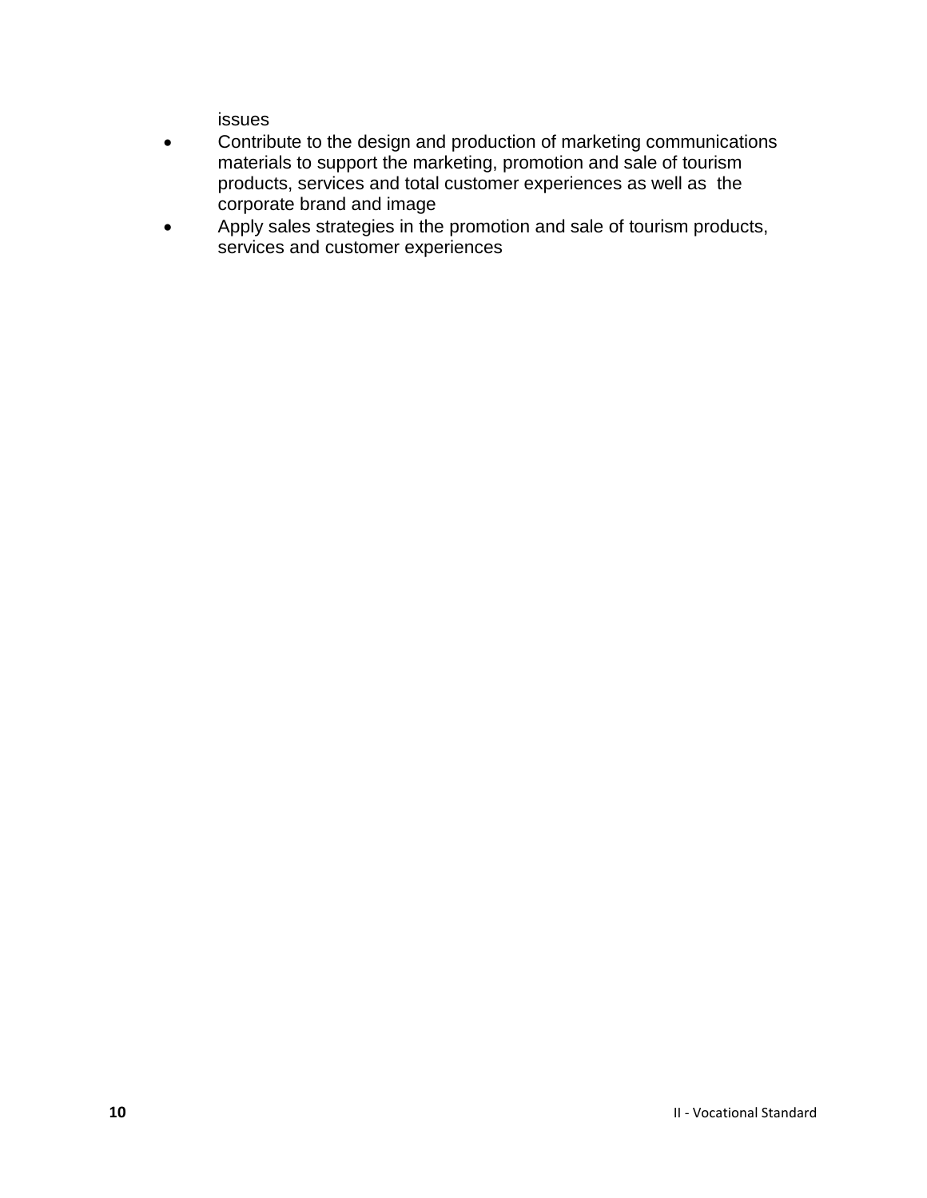issues

- Contribute to the design and production of marketing communications materials to support the marketing, promotion and sale of tourism products, services and total customer experiences as well as the corporate brand and image
- Apply sales strategies in the promotion and sale of tourism products, services and customer experiences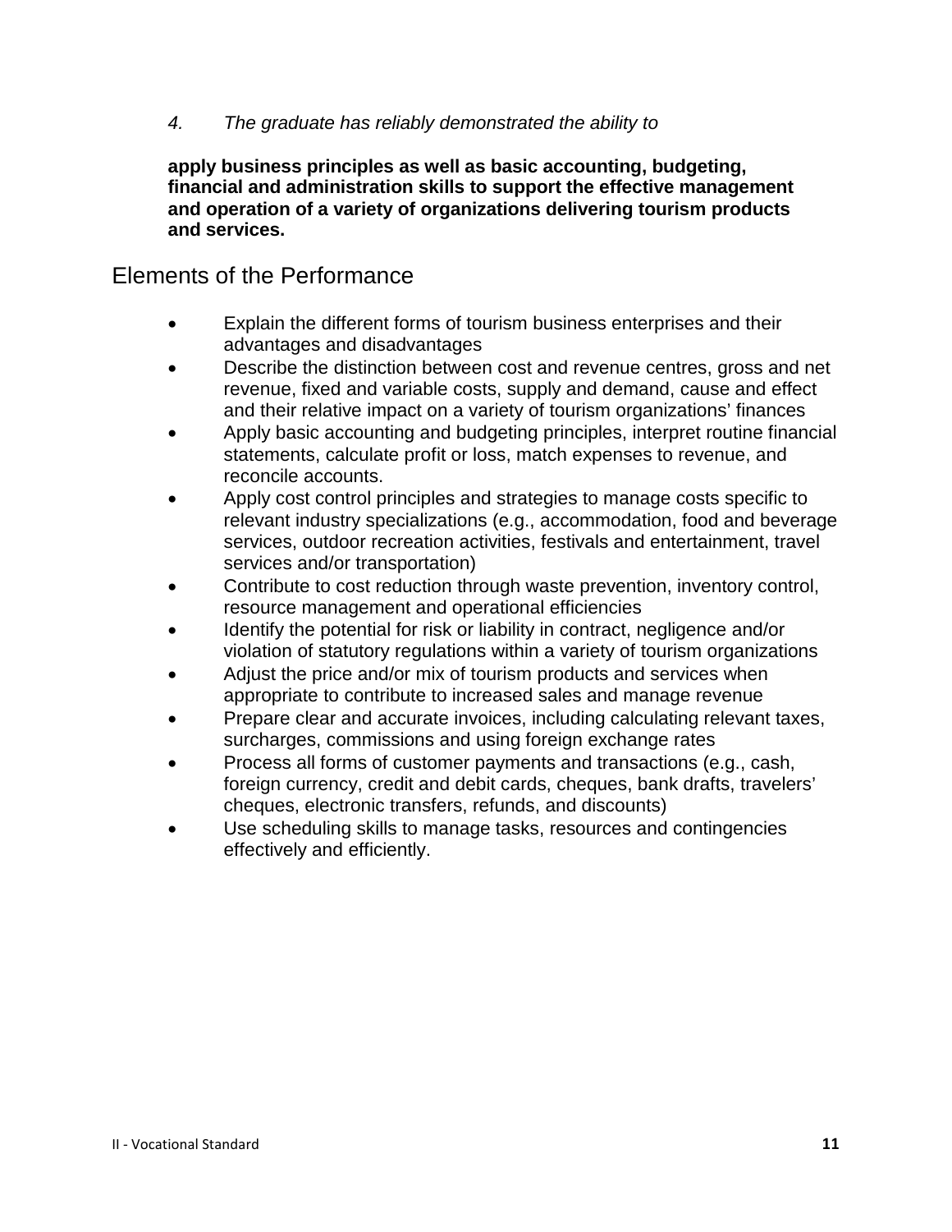*4. The graduate has reliably demonstrated the ability to*

**apply business principles as well as basic accounting, budgeting, financial and administration skills to support the effective management and operation of a variety of organizations delivering tourism products and services.**

## Elements of the Performance

- Explain the different forms of tourism business enterprises and their advantages and disadvantages
- Describe the distinction between cost and revenue centres, gross and net revenue, fixed and variable costs, supply and demand, cause and effect and their relative impact on a variety of tourism organizations' finances
- Apply basic accounting and budgeting principles, interpret routine financial statements, calculate profit or loss, match expenses to revenue, and reconcile accounts.
- Apply cost control principles and strategies to manage costs specific to relevant industry specializations (e.g., accommodation, food and beverage services, outdoor recreation activities, festivals and entertainment, travel services and/or transportation)
- Contribute to cost reduction through waste prevention, inventory control, resource management and operational efficiencies
- Identify the potential for risk or liability in contract, negligence and/or violation of statutory regulations within a variety of tourism organizations
- Adjust the price and/or mix of tourism products and services when appropriate to contribute to increased sales and manage revenue
- Prepare clear and accurate invoices, including calculating relevant taxes, surcharges, commissions and using foreign exchange rates
- Process all forms of customer payments and transactions (e.g., cash, foreign currency, credit and debit cards, cheques, bank drafts, travelers' cheques, electronic transfers, refunds, and discounts)
- Use scheduling skills to manage tasks, resources and contingencies effectively and efficiently.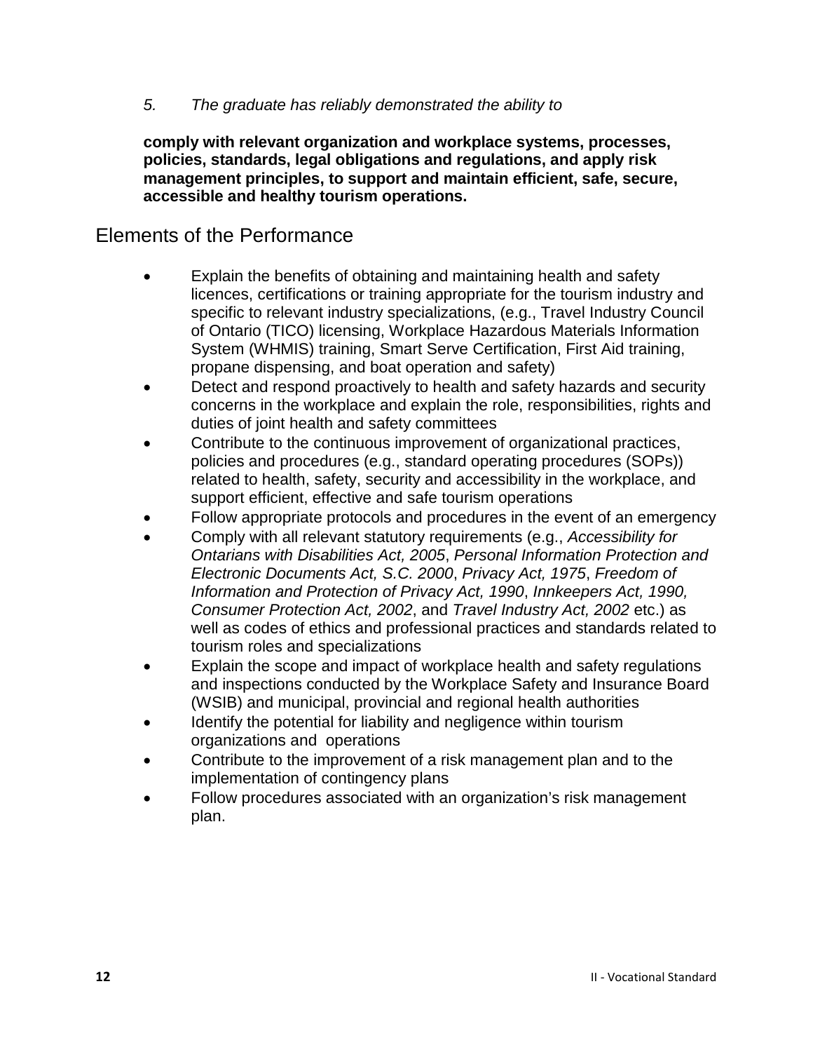*5. The graduate has reliably demonstrated the ability to*

**comply with relevant organization and workplace systems, processes, policies, standards, legal obligations and regulations, and apply risk management principles, to support and maintain efficient, safe, secure, accessible and healthy tourism operations.**

## Elements of the Performance

- Explain the benefits of obtaining and maintaining health and safety licences, certifications or training appropriate for the tourism industry and specific to relevant industry specializations, (e.g., Travel Industry Council of Ontario (TICO) licensing, Workplace Hazardous Materials Information System (WHMIS) training, Smart Serve Certification, First Aid training, propane dispensing, and boat operation and safety)
- Detect and respond proactively to health and safety hazards and security concerns in the workplace and explain the role, responsibilities, rights and duties of joint health and safety committees
- Contribute to the continuous improvement of organizational practices, policies and procedures (e.g., standard operating procedures (SOPs)) related to health, safety, security and accessibility in the workplace, and support efficient, effective and safe tourism operations
- Follow appropriate protocols and procedures in the event of an emergency
- Comply with all relevant statutory requirements (e.g., *Accessibility for Ontarians with Disabilities Act, 2005*, *Personal Information Protection and Electronic Documents Act, S.C. 2000*, *Privacy Act, 1975*, *Freedom of Information and Protection of Privacy Act, 1990*, *Innkeepers Act, 1990, Consumer Protection Act, 2002*, and *Travel Industry Act, 2002* etc.) as well as codes of ethics and professional practices and standards related to tourism roles and specializations
- Explain the scope and impact of workplace health and safety regulations and inspections conducted by the Workplace Safety and Insurance Board (WSIB) and municipal, provincial and regional health authorities
- Identify the potential for liability and negligence within tourism organizations and operations
- Contribute to the improvement of a risk management plan and to the implementation of contingency plans
- Follow procedures associated with an organization's risk management plan.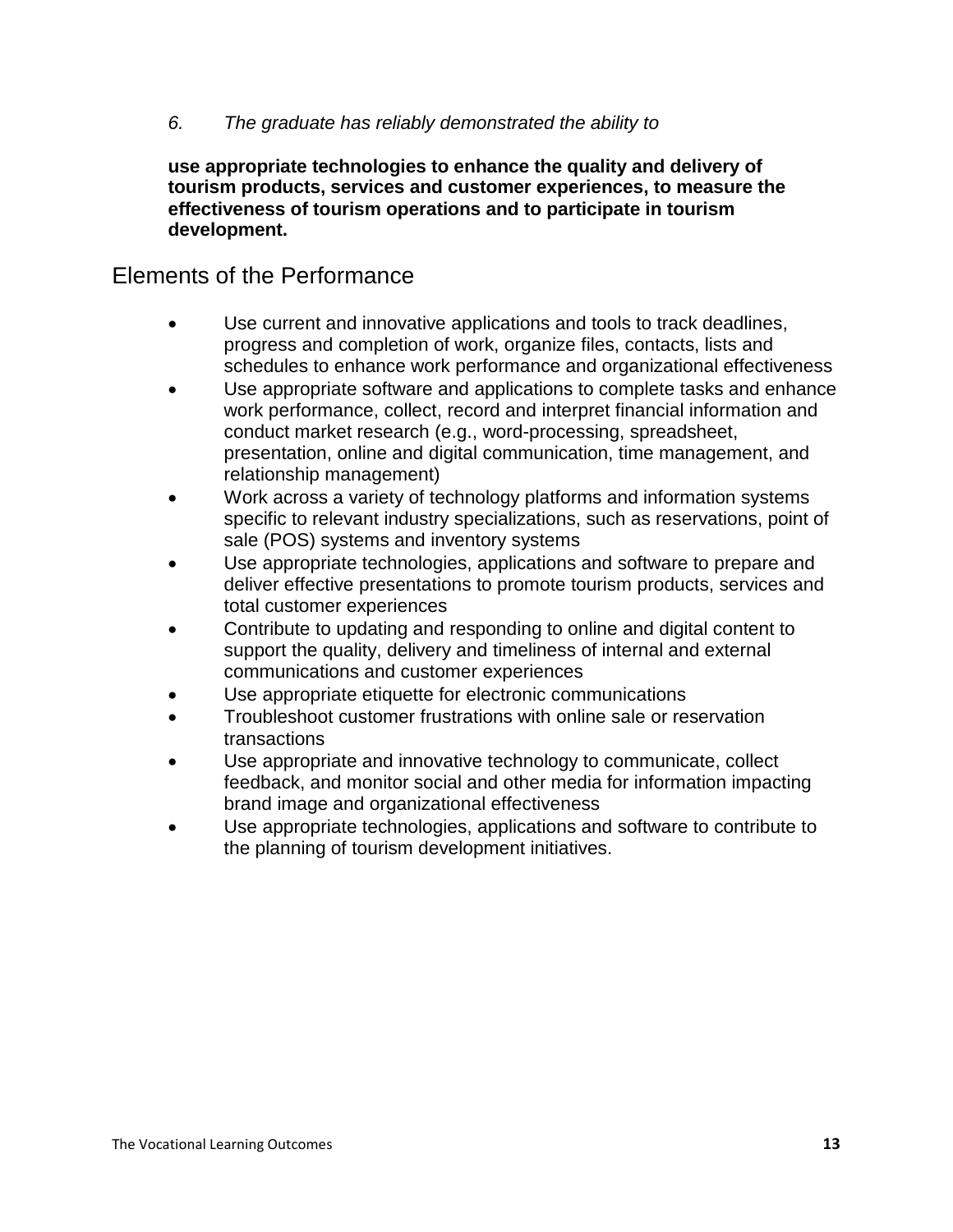*6. The graduate has reliably demonstrated the ability to*

**use appropriate technologies to enhance the quality and delivery of tourism products, services and customer experiences, to measure the effectiveness of tourism operations and to participate in tourism development.**

## Elements of the Performance

- Use current and innovative applications and tools to track deadlines, progress and completion of work, organize files, contacts, lists and schedules to enhance work performance and organizational effectiveness
- Use appropriate software and applications to complete tasks and enhance work performance, collect, record and interpret financial information and conduct market research (e.g., word-processing, spreadsheet, presentation, online and digital communication, time management, and relationship management)
- Work across a variety of technology platforms and information systems specific to relevant industry specializations, such as reservations, point of sale (POS) systems and inventory systems
- Use appropriate technologies, applications and software to prepare and deliver effective presentations to promote tourism products, services and total customer experiences
- Contribute to updating and responding to online and digital content to support the quality, delivery and timeliness of internal and external communications and customer experiences
- Use appropriate etiquette for electronic communications
- Troubleshoot customer frustrations with online sale or reservation transactions
- Use appropriate and innovative technology to communicate, collect feedback, and monitor social and other media for information impacting brand image and organizational effectiveness
- Use appropriate technologies, applications and software to contribute to the planning of tourism development initiatives.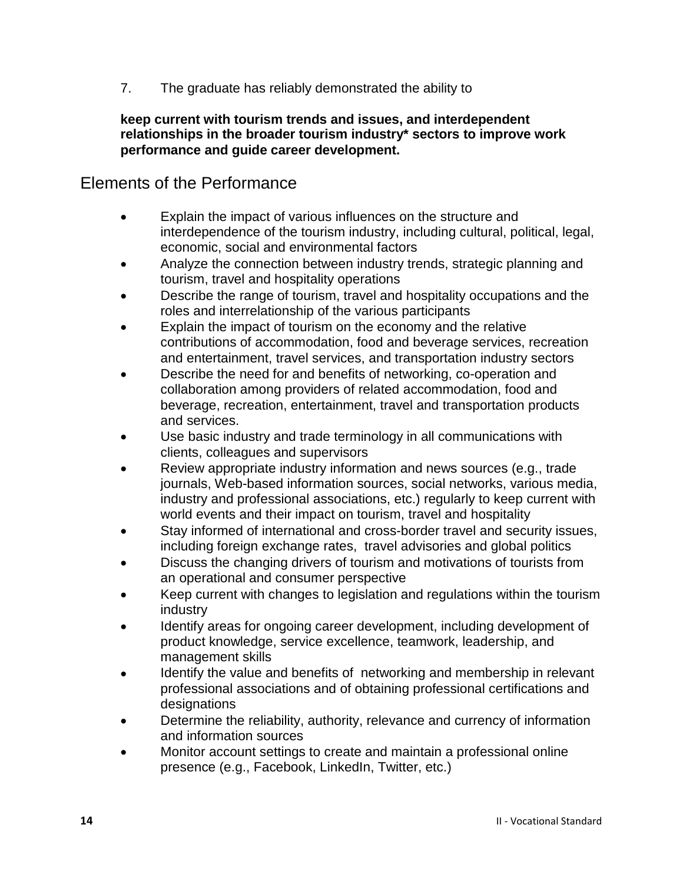7. The graduate has reliably demonstrated the ability to

**keep current with tourism trends and issues, and interdependent relationships in the broader tourism industry* sectors to improve work performance and guide career development.**

## Elements of the Performance

- Explain the impact of various influences on the structure and interdependence of the tourism industry, including cultural, political, legal, economic, social and environmental factors
- Analyze the connection between industry trends, strategic planning and tourism, travel and hospitality operations
- Describe the range of tourism, travel and hospitality occupations and the roles and interrelationship of the various participants
- Explain the impact of tourism on the economy and the relative contributions of accommodation, food and beverage services, recreation and entertainment, travel services, and transportation industry sectors
- Describe the need for and benefits of networking, co-operation and collaboration among providers of related accommodation, food and beverage, recreation, entertainment, travel and transportation products and services.
- Use basic industry and trade terminology in all communications with clients, colleagues and supervisors
- Review appropriate industry information and news sources (e.g., trade journals, Web-based information sources, social networks, various media, industry and professional associations, etc.) regularly to keep current with world events and their impact on tourism, travel and hospitality
- Stay informed of international and cross-border travel and security issues, including foreign exchange rates, travel advisories and global politics
- Discuss the changing drivers of tourism and motivations of tourists from an operational and consumer perspective
- Keep current with changes to legislation and regulations within the tourism industry
- Identify areas for ongoing career development, including development of product knowledge, service excellence, teamwork, leadership, and management skills
- Identify the value and benefits of networking and membership in relevant professional associations and of obtaining professional certifications and designations
- Determine the reliability, authority, relevance and currency of information and information sources
- Monitor account settings to create and maintain a professional online presence (e.g., Facebook, LinkedIn, Twitter, etc.)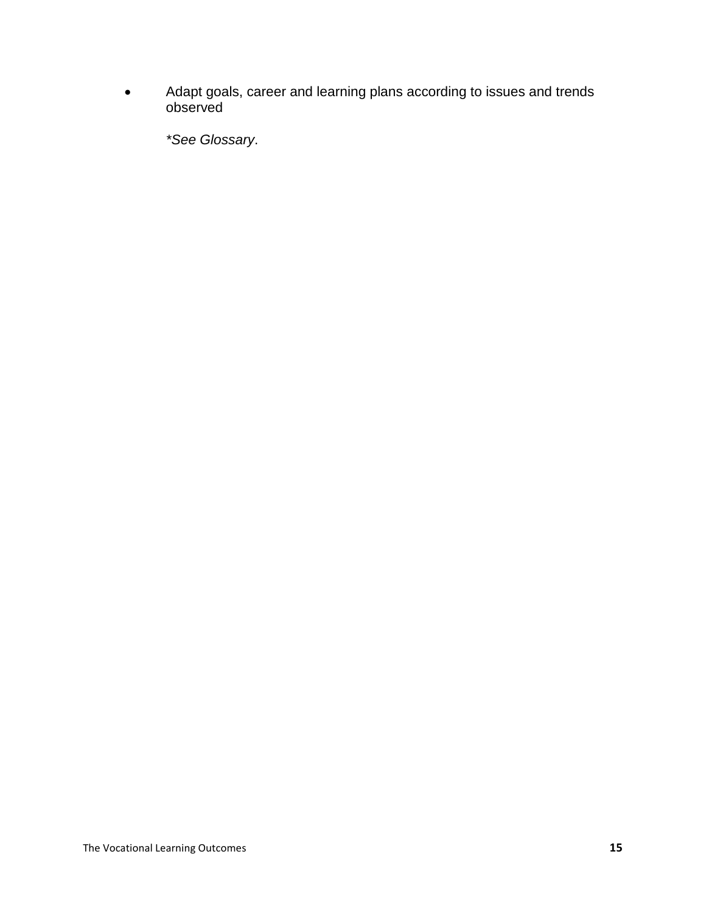- Adapt goals, career and learning plans according to issues and trends observed

  *\*See Glossary*.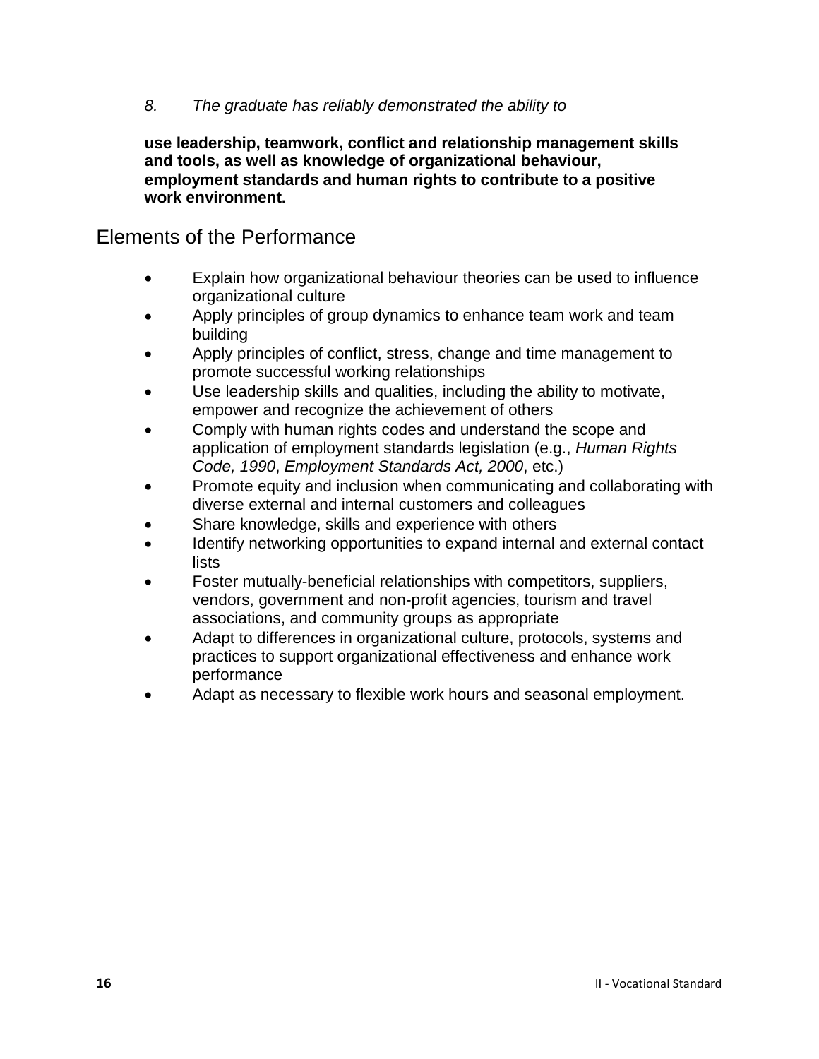*8. The graduate has reliably demonstrated the ability to*

**use leadership, teamwork, conflict and relationship management skills and tools, as well as knowledge of organizational behaviour, employment standards and human rights to contribute to a positive work environment.**

## Elements of the Performance

- Explain how organizational behaviour theories can be used to influence organizational culture
- Apply principles of group dynamics to enhance team work and team building
- Apply principles of conflict, stress, change and time management to promote successful working relationships
- Use leadership skills and qualities, including the ability to motivate, empower and recognize the achievement of others
- Comply with human rights codes and understand the scope and application of employment standards legislation (e.g., *Human Rights Code, 1990*, *Employment Standards Act, 2000*, etc.)
- Promote equity and inclusion when communicating and collaborating with diverse external and internal customers and colleagues
- Share knowledge, skills and experience with others
- Identify networking opportunities to expand internal and external contact lists
- Foster mutually-beneficial relationships with competitors, suppliers, vendors, government and non-profit agencies, tourism and travel associations, and community groups as appropriate
- Adapt to differences in organizational culture, protocols, systems and practices to support organizational effectiveness and enhance work performance
- Adapt as necessary to flexible work hours and seasonal employment.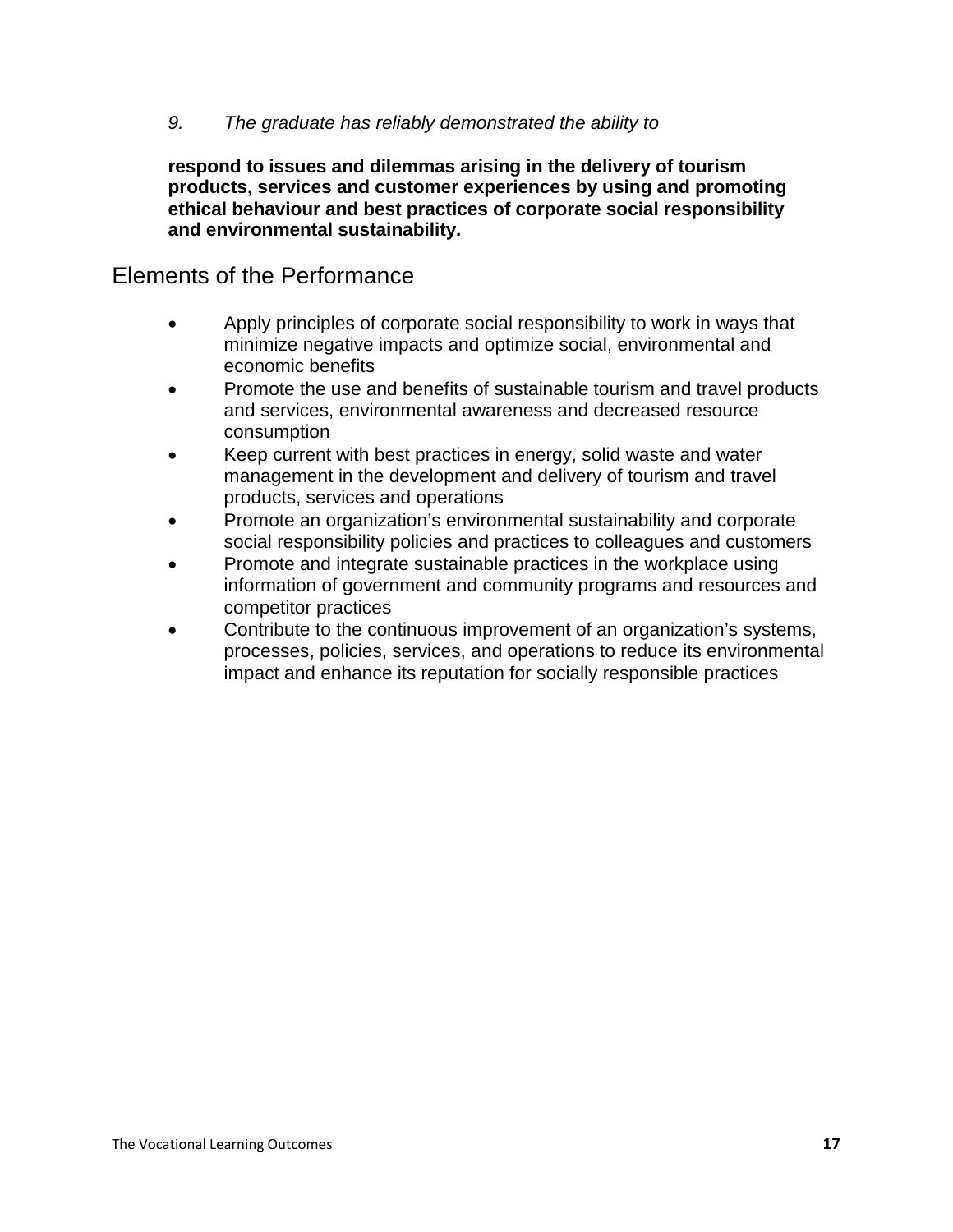*9. The graduate has reliably demonstrated the ability to*

**respond to issues and dilemmas arising in the delivery of tourism products, services and customer experiences by using and promoting ethical behaviour and best practices of corporate social responsibility and environmental sustainability.**

## Elements of the Performance

- Apply principles of corporate social responsibility to work in ways that minimize negative impacts and optimize social, environmental and economic benefits
- Promote the use and benefits of sustainable tourism and travel products and services, environmental awareness and decreased resource consumption
- Keep current with best practices in energy, solid waste and water management in the development and delivery of tourism and travel products, services and operations
- Promote an organization's environmental sustainability and corporate social responsibility policies and practices to colleagues and customers
- Promote and integrate sustainable practices in the workplace using information of government and community programs and resources and competitor practices
- Contribute to the continuous improvement of an organization's systems, processes, policies, services, and operations to reduce its environmental impact and enhance its reputation for socially responsible practices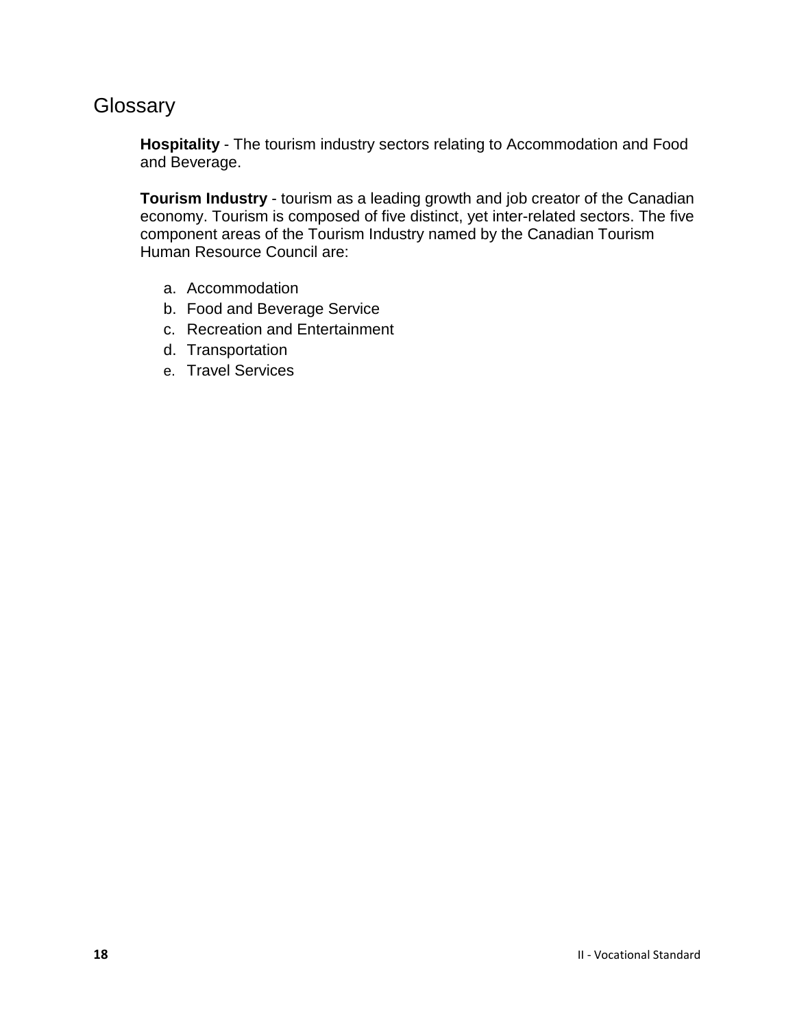# Glossary

**Hospitality** - The tourism industry sectors relating to Accommodation and Food and Beverage.

**Tourism Industry** - tourism as a leading growth and job creator of the Canadian economy. Tourism is composed of five distinct, yet inter-related sectors. The five component areas of the Tourism Industry named by the Canadian Tourism Human Resource Council are:

a. Accommodation
b. Food and Beverage Service
c. Recreation and Entertainment
d. Transportation
e. Travel Services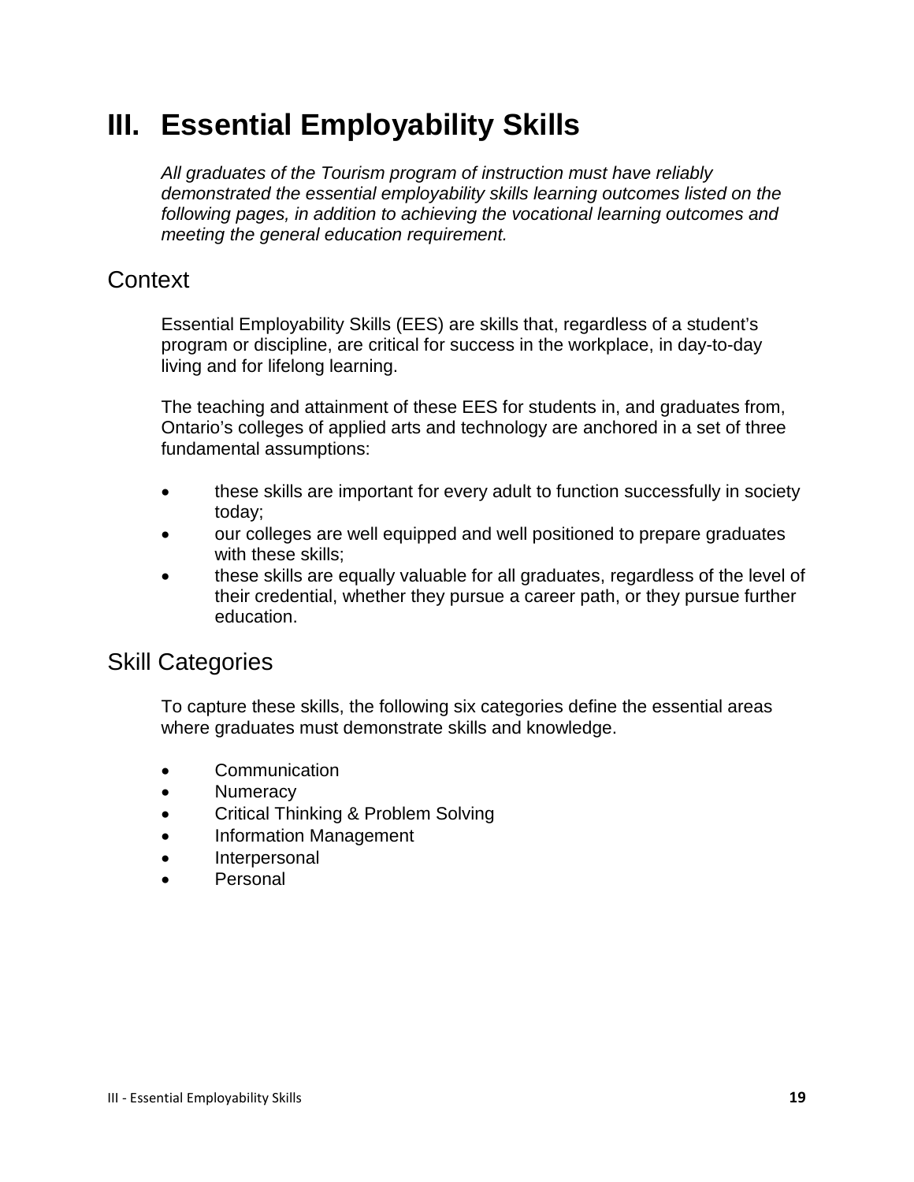# III. Essential Employability Skills

*All graduates of the Tourism program of instruction must have reliably demonstrated the essential employability skills learning outcomes listed on the following pages, in addition to achieving the vocational learning outcomes and meeting the general education requirement.*

## Context

Essential Employability Skills (EES) are skills that, regardless of a student's program or discipline, are critical for success in the workplace, in day-to-day living and for lifelong learning.

The teaching and attainment of these EES for students in, and graduates from, Ontario's colleges of applied arts and technology are anchored in a set of three fundamental assumptions:

- these skills are important for every adult to function successfully in society today;
- our colleges are well equipped and well positioned to prepare graduates with these skills;
- these skills are equally valuable for all graduates, regardless of the level of their credential, whether they pursue a career path, or they pursue further education.

## Skill Categories

To capture these skills, the following six categories define the essential areas where graduates must demonstrate skills and knowledge.

- Communication
- Numeracy
- Critical Thinking & Problem Solving
- Information Management
- Interpersonal
- Personal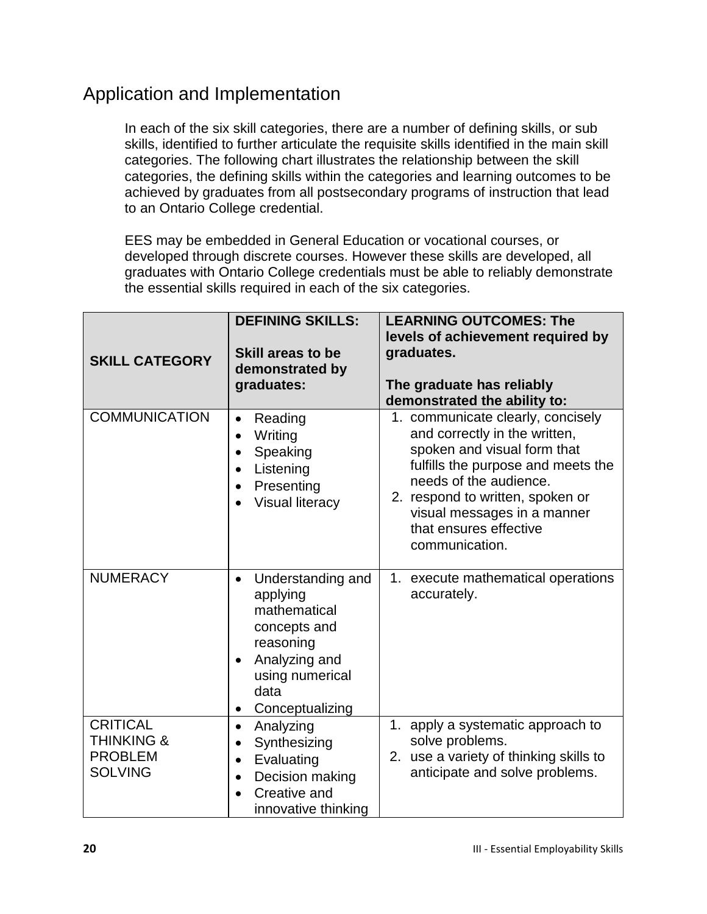## Application and Implementation

In each of the six skill categories, there are a number of defining skills, or sub skills, identified to further articulate the requisite skills identified in the main skill categories. The following chart illustrates the relationship between the skill categories, the defining skills within the categories and learning outcomes to be achieved by graduates from all postsecondary programs of instruction that lead to an Ontario College credential.

EES may be embedded in General Education or vocational courses, or developed through discrete courses. However these skills are developed, all graduates with Ontario College credentials must be able to reliably demonstrate the essential skills required in each of the six categories.

| **SKILL CATEGORY** | **DEFINING SKILLS:** <br><br> **Skill areas to be demonstrated by graduates:** | **LEARNING OUTCOMES: The levels of achievement required by graduates.** <br><br> **The graduate has reliably demonstrated the ability to:** |
|---|---|---|
| COMMUNICATION | • Reading <br> • Writing <br> • Speaking <br> • Listening <br> • Presenting <br> • Visual literacy | 1. communicate clearly, concisely and correctly in the written, spoken and visual form that fulfills the purpose and meets the needs of the audience. <br> 2. respond to written, spoken or visual messages in a manner that ensures effective communication. |
| NUMERACY | • Understanding and applying mathematical concepts and reasoning <br> • Analyzing and using numerical data <br> • Conceptualizing | 1. execute mathematical operations accurately. |
| CRITICAL THINKING & PROBLEM SOLVING | • Analyzing <br> • Synthesizing <br> • Evaluating <br> • Decision making <br> • Creative and innovative thinking | 1. apply a systematic approach to solve problems. <br> 2. use a variety of thinking skills to anticipate and solve problems. |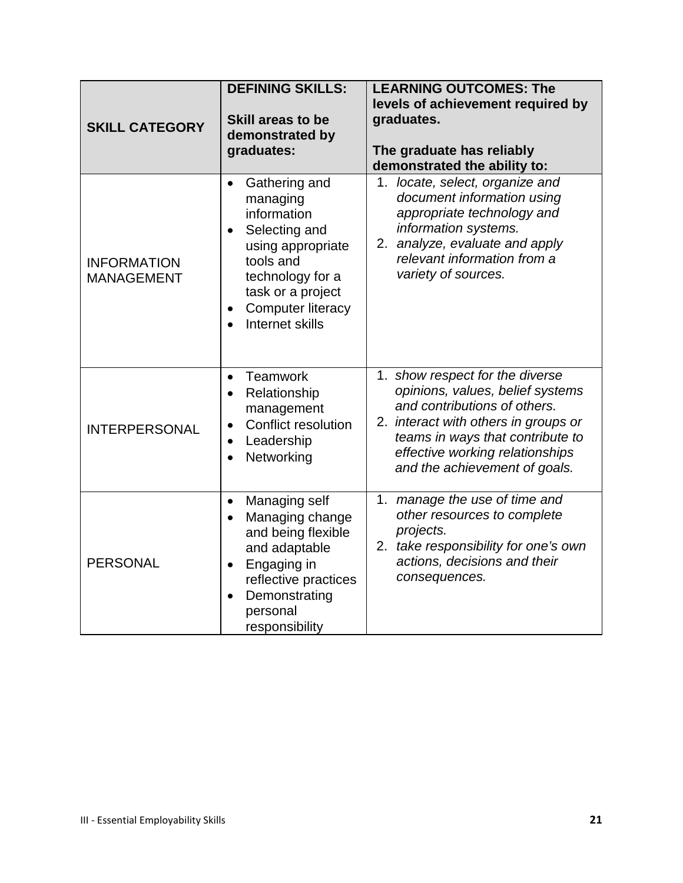| **SKILL CATEGORY** | **DEFINING SKILLS:**<br><br>**Skill areas to be demonstrated by graduates:** | **LEARNING OUTCOMES: The levels of achievement required by graduates.**<br><br>**The graduate has reliably demonstrated the ability to:** |
|---|---|---|
| INFORMATION MANAGEMENT | • Gathering and managing information<br>• Selecting and using appropriate tools and technology for a task or a project<br>• Computer literacy<br>• Internet skills | 1. *locate, select, organize and document information using appropriate technology and information systems.*<br>2. *analyze, evaluate and apply relevant information from a variety of sources.* |
| INTERPERSONAL | • Teamwork<br>• Relationship management<br>• Conflict resolution<br>• Leadership<br>• Networking | 1. *show respect for the diverse opinions, values, belief systems and contributions of others.*<br>2. *interact with others in groups or teams in ways that contribute to effective working relationships and the achievement of goals.* |
| PERSONAL | • Managing self<br>• Managing change and being flexible and adaptable<br>• Engaging in reflective practices<br>• Demonstrating personal responsibility | 1. *manage the use of time and other resources to complete projects.*<br>2. *take responsibility for one's own actions, decisions and their consequences.* |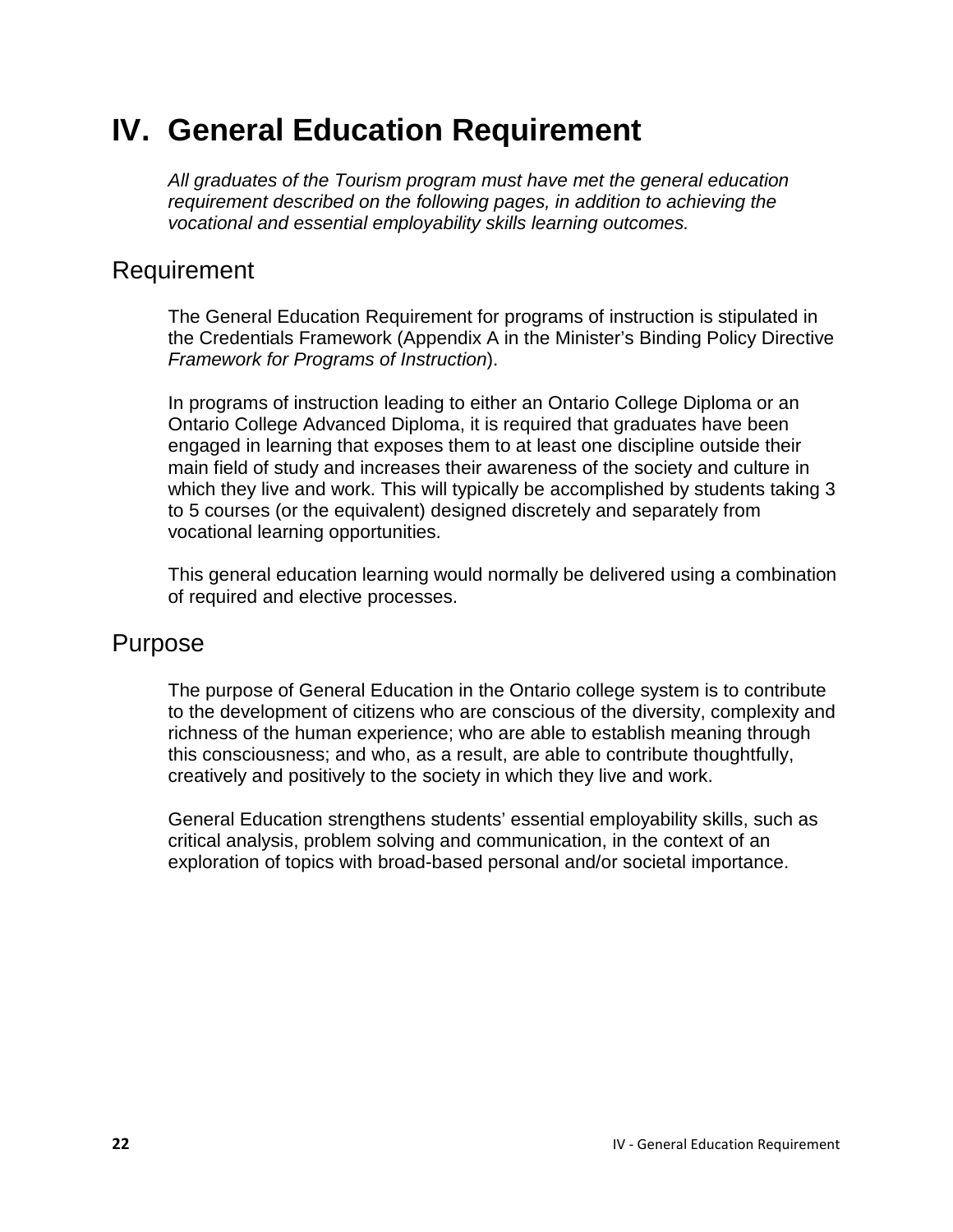# IV. General Education Requirement

*All graduates of the Tourism program must have met the general education requirement described on the following pages, in addition to achieving the vocational and essential employability skills learning outcomes.*

## Requirement

The General Education Requirement for programs of instruction is stipulated in the Credentials Framework (Appendix A in the Minister's Binding Policy Directive *Framework for Programs of Instruction*).

In programs of instruction leading to either an Ontario College Diploma or an Ontario College Advanced Diploma, it is required that graduates have been engaged in learning that exposes them to at least one discipline outside their main field of study and increases their awareness of the society and culture in which they live and work. This will typically be accomplished by students taking 3 to 5 courses (or the equivalent) designed discretely and separately from vocational learning opportunities.

This general education learning would normally be delivered using a combination of required and elective processes.

## Purpose

The purpose of General Education in the Ontario college system is to contribute to the development of citizens who are conscious of the diversity, complexity and richness of the human experience; who are able to establish meaning through this consciousness; and who, as a result, are able to contribute thoughtfully, creatively and positively to the society in which they live and work.

General Education strengthens students' essential employability skills, such as critical analysis, problem solving and communication, in the context of an exploration of topics with broad-based personal and/or societal importance.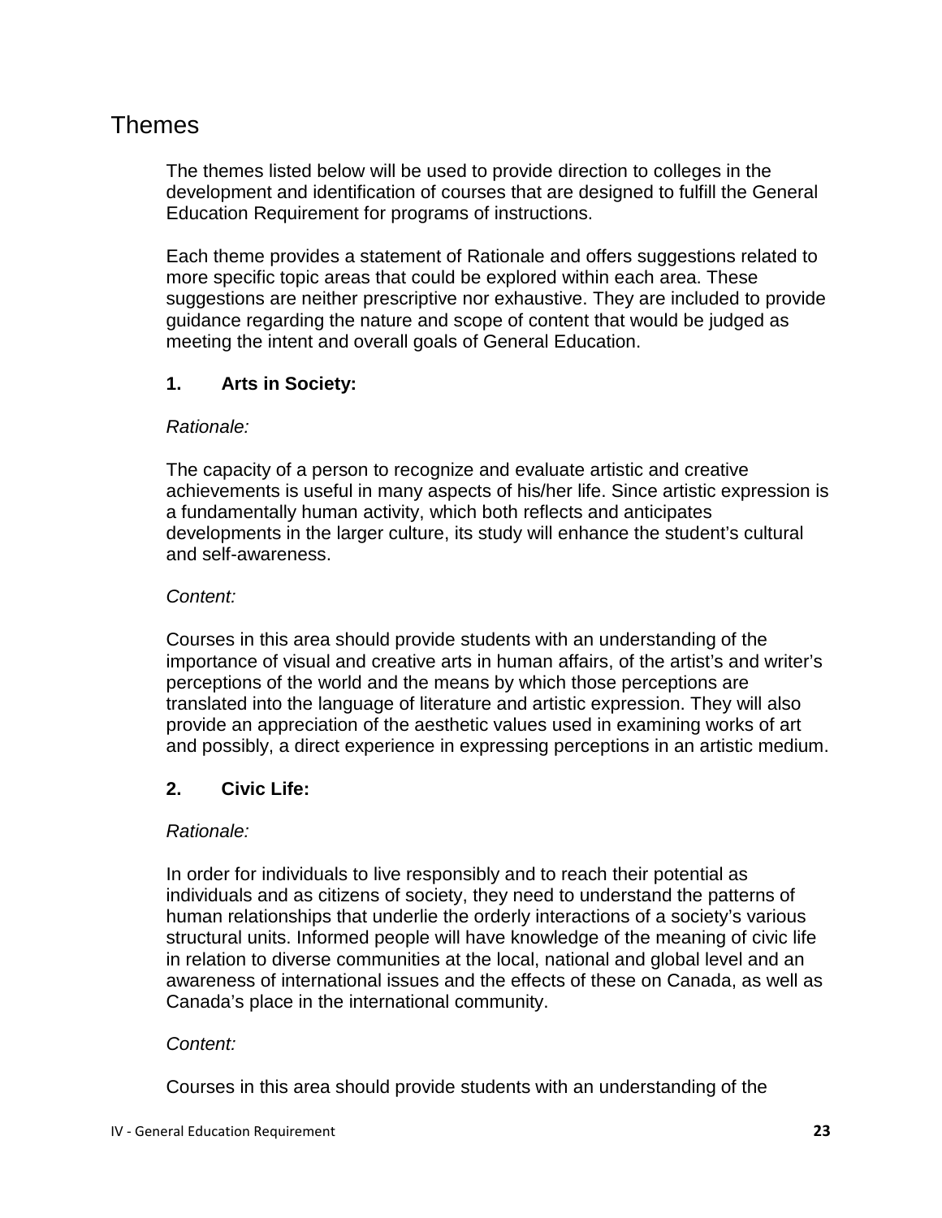## Themes

The themes listed below will be used to provide direction to colleges in the development and identification of courses that are designed to fulfill the General Education Requirement for programs of instructions.

Each theme provides a statement of Rationale and offers suggestions related to more specific topic areas that could be explored within each area. These suggestions are neither prescriptive nor exhaustive. They are included to provide guidance regarding the nature and scope of content that would be judged as meeting the intent and overall goals of General Education.

### 1. Arts in Society:

*Rationale:*

The capacity of a person to recognize and evaluate artistic and creative achievements is useful in many aspects of his/her life. Since artistic expression is a fundamentally human activity, which both reflects and anticipates developments in the larger culture, its study will enhance the student's cultural and self-awareness.

*Content:*

Courses in this area should provide students with an understanding of the importance of visual and creative arts in human affairs, of the artist's and writer's perceptions of the world and the means by which those perceptions are translated into the language of literature and artistic expression. They will also provide an appreciation of the aesthetic values used in examining works of art and possibly, a direct experience in expressing perceptions in an artistic medium.

### 2. Civic Life:

*Rationale:*

In order for individuals to live responsibly and to reach their potential as individuals and as citizens of society, they need to understand the patterns of human relationships that underlie the orderly interactions of a society's various structural units. Informed people will have knowledge of the meaning of civic life in relation to diverse communities at the local, national and global level and an awareness of international issues and the effects of these on Canada, as well as Canada's place in the international community.

*Content:*

Courses in this area should provide students with an understanding of the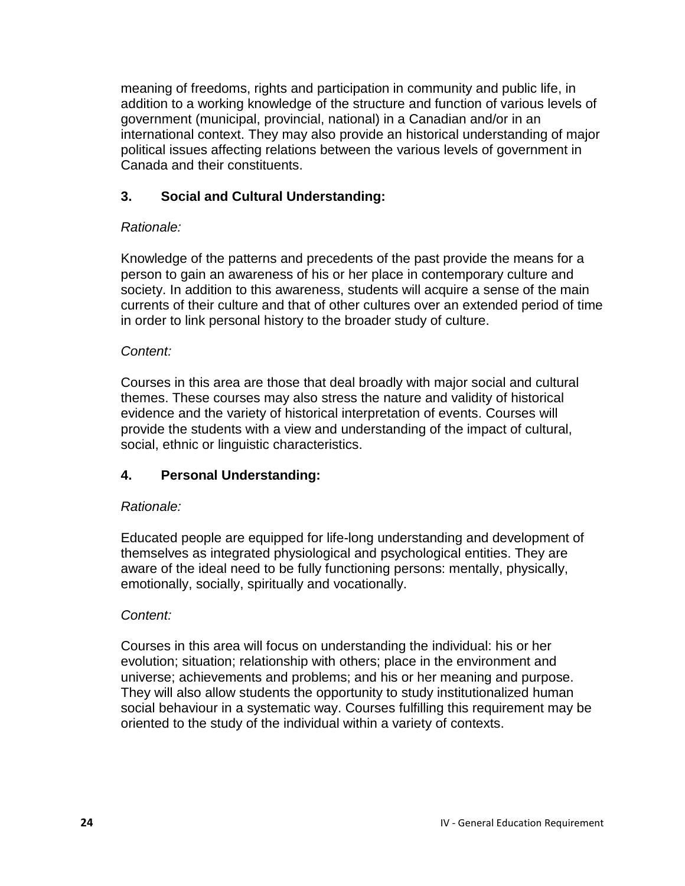meaning of freedoms, rights and participation in community and public life, in addition to a working knowledge of the structure and function of various levels of government (municipal, provincial, national) in a Canadian and/or in an international context. They may also provide an historical understanding of major political issues affecting relations between the various levels of government in Canada and their constituents.

### 3. Social and Cultural Understanding:

*Rationale:*

Knowledge of the patterns and precedents of the past provide the means for a person to gain an awareness of his or her place in contemporary culture and society. In addition to this awareness, students will acquire a sense of the main currents of their culture and that of other cultures over an extended period of time in order to link personal history to the broader study of culture.

*Content:*

Courses in this area are those that deal broadly with major social and cultural themes. These courses may also stress the nature and validity of historical evidence and the variety of historical interpretation of events. Courses will provide the students with a view and understanding of the impact of cultural, social, ethnic or linguistic characteristics.

### 4. Personal Understanding:

*Rationale:*

Educated people are equipped for life-long understanding and development of themselves as integrated physiological and psychological entities. They are aware of the ideal need to be fully functioning persons: mentally, physically, emotionally, socially, spiritually and vocationally.

*Content:*

Courses in this area will focus on understanding the individual: his or her evolution; situation; relationship with others; place in the environment and universe; achievements and problems; and his or her meaning and purpose. They will also allow students the opportunity to study institutionalized human social behaviour in a systematic way. Courses fulfilling this requirement may be oriented to the study of the individual within a variety of contexts.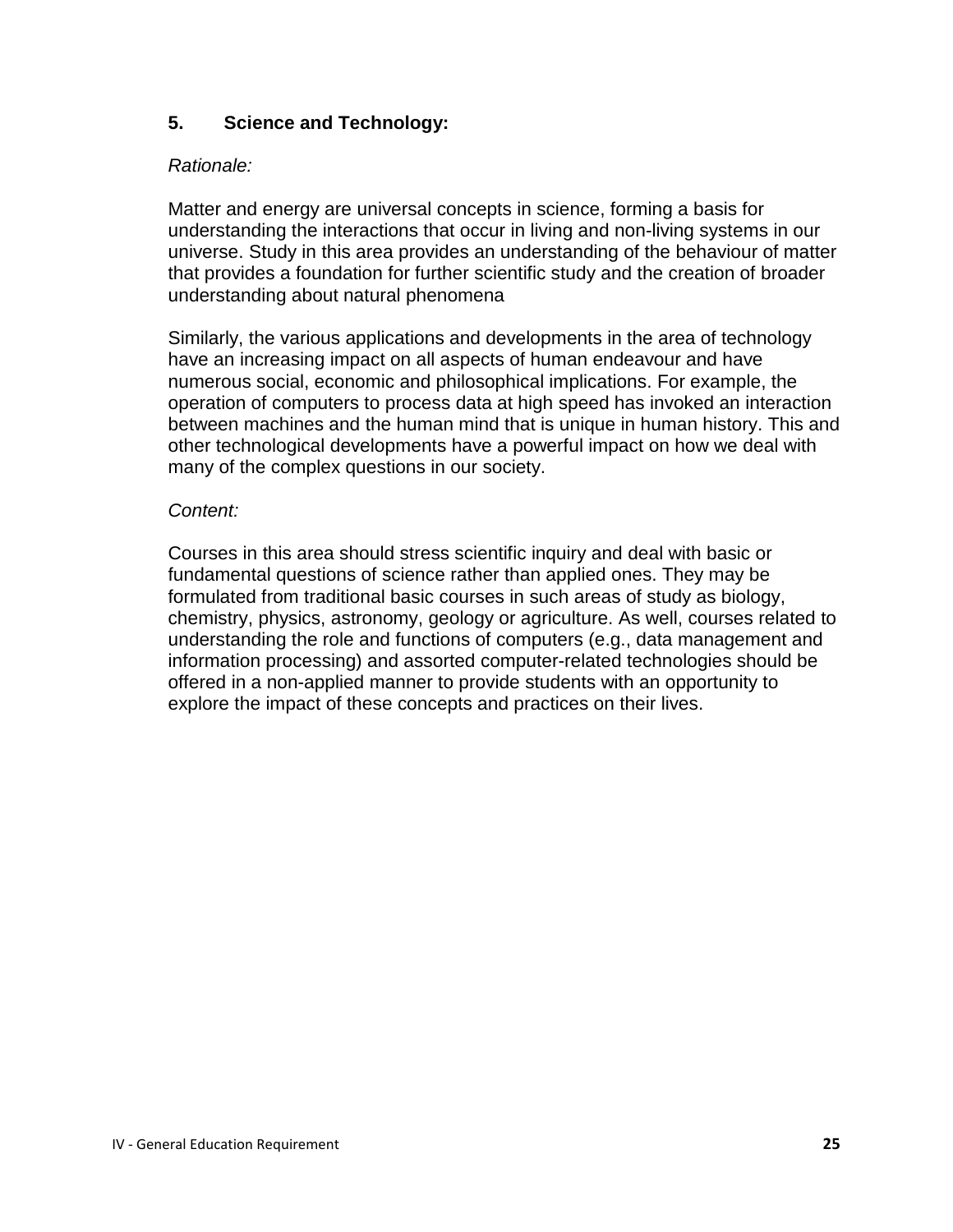### 5. Science and Technology:

*Rationale:*

Matter and energy are universal concepts in science, forming a basis for understanding the interactions that occur in living and non-living systems in our universe. Study in this area provides an understanding of the behaviour of matter that provides a foundation for further scientific study and the creation of broader understanding about natural phenomena

Similarly, the various applications and developments in the area of technology have an increasing impact on all aspects of human endeavour and have numerous social, economic and philosophical implications. For example, the operation of computers to process data at high speed has invoked an interaction between machines and the human mind that is unique in human history. This and other technological developments have a powerful impact on how we deal with many of the complex questions in our society.

*Content:*

Courses in this area should stress scientific inquiry and deal with basic or fundamental questions of science rather than applied ones. They may be formulated from traditional basic courses in such areas of study as biology, chemistry, physics, astronomy, geology or agriculture. As well, courses related to understanding the role and functions of computers (e.g., data management and information processing) and assorted computer-related technologies should be offered in a non-applied manner to provide students with an opportunity to explore the impact of these concepts and practices on their lives.